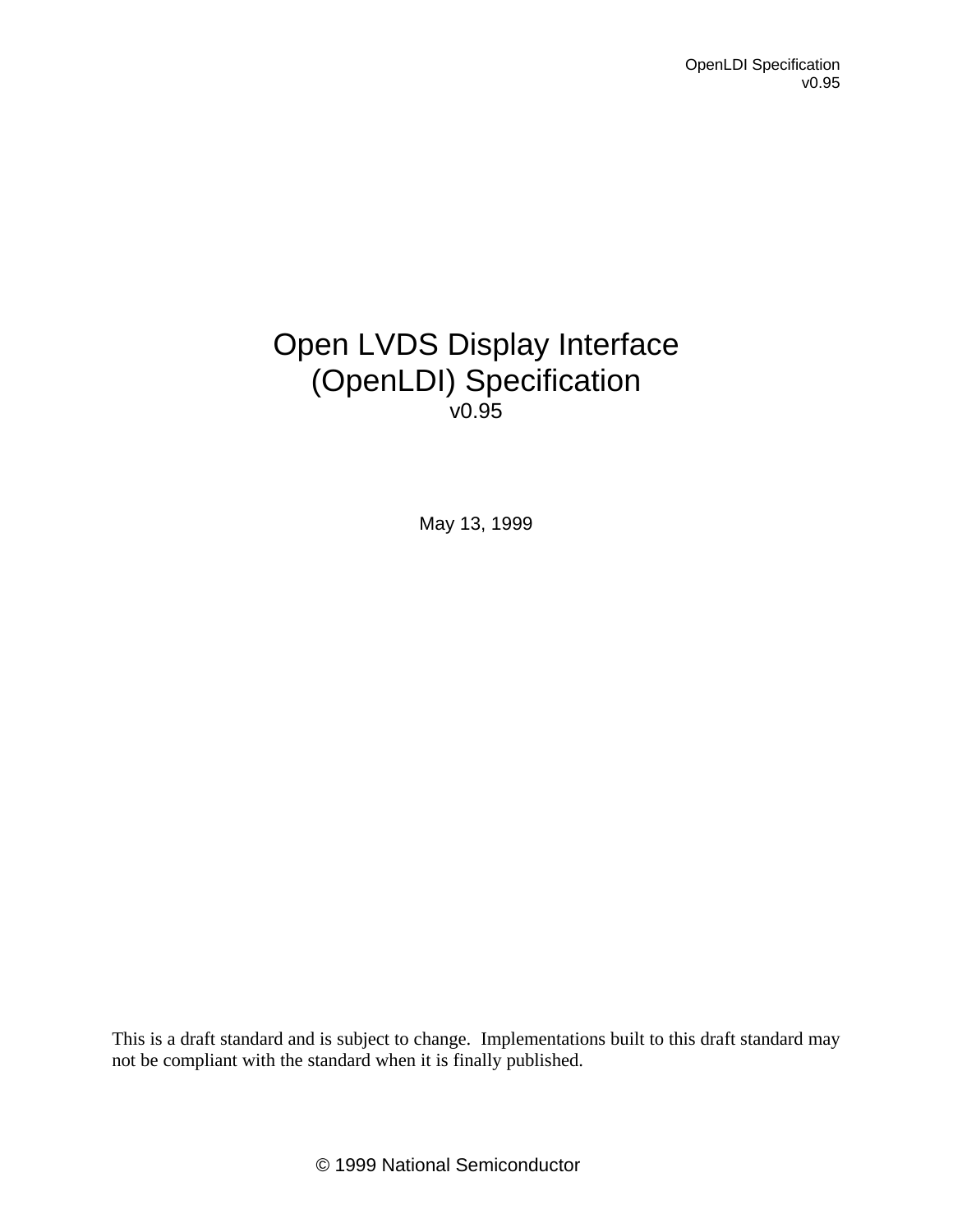# Open LVDS Display Interface (OpenLDI) Specification

v0.95

May 13, 1999

This is a draft standard and is subject to change. Implementations built to this draft standard may not be compliant with the standard when it is finally published.

© 1999 National Semiconductor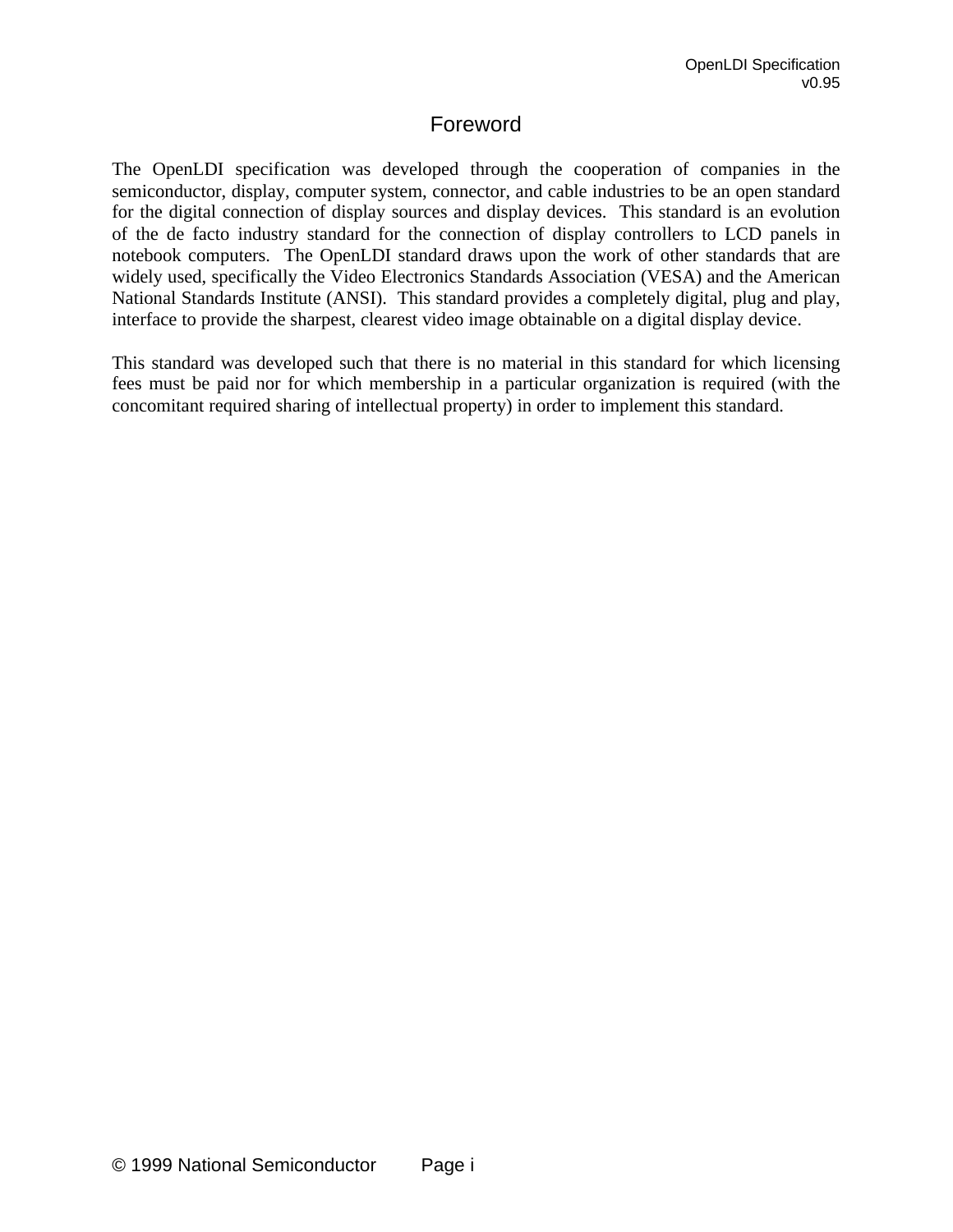# Foreword

The OpenLDI specification was developed through the cooperation of companies in the semiconductor, display, computer system, connector, and cable industries to be an open standard for the digital connection of display sources and display devices. This standard is an evolution of the de facto industry standard for the connection of display controllers to LCD panels in notebook computers. The OpenLDI standard draws upon the work of other standards that are widely used, specifically the Video Electronics Standards Association (VESA) and the American National Standards Institute (ANSI). This standard provides a completely digital, plug and play, interface to provide the sharpest, clearest video image obtainable on a digital display device.

This standard was developed such that there is no material in this standard for which licensing fees must be paid nor for which membership in a particular organization is required (with the concomitant required sharing of intellectual property) in order to implement this standard.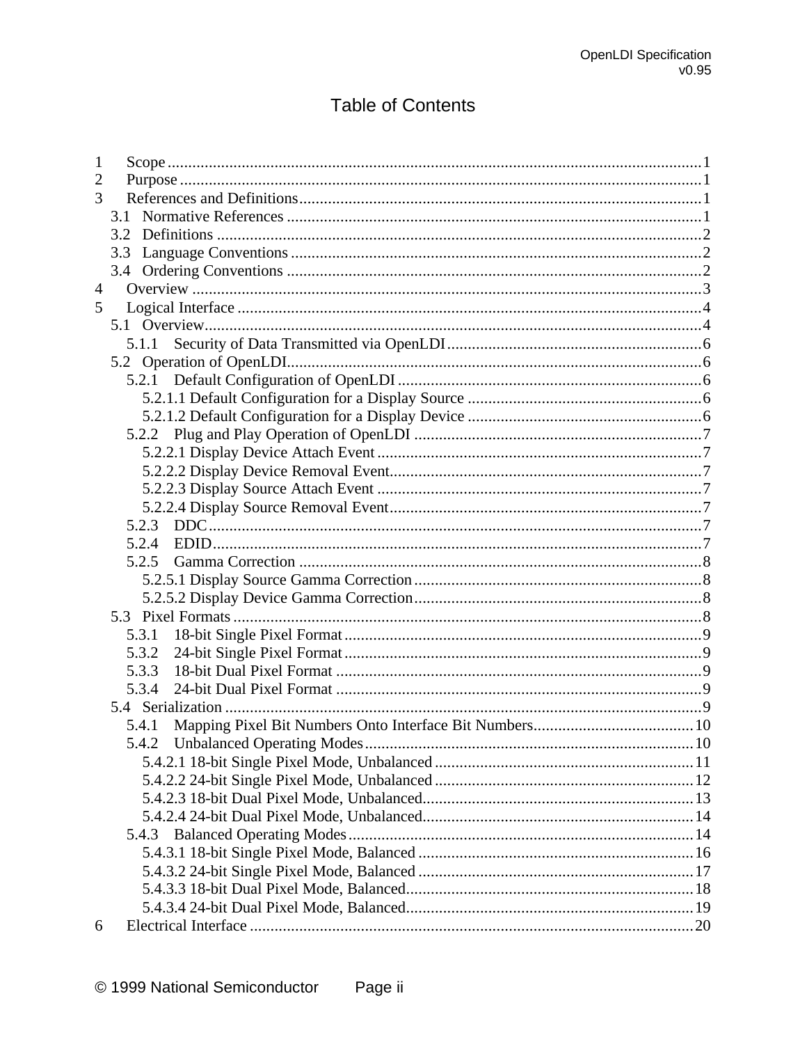# Table of Contents

1 Scope .......... 1
2 Purpose .......... 1
3 References and Definitions .......... 1
  3.1 Normative References .......... 1
  3.2 Definitions .......... 2
  3.3 Language Conventions .......... 2
  3.4 Ordering Conventions .......... 2
4 Overview .......... 3
5 Logical Interface .......... 4
  5.1 Overview .......... 4
    5.1.1 Security of Data Transmitted via OpenLDI .......... 6
  5.2 Operation of OpenLDI .......... 6
    5.2.1 Default Configuration of OpenLDI .......... 6
      5.2.1.1 Default Configuration for a Display Source .......... 6
      5.2.1.2 Default Configuration for a Display Device .......... 6
    5.2.2 Plug and Play Operation of OpenLDI .......... 7
      5.2.2.1 Display Device Attach Event .......... 7
      5.2.2.2 Display Device Removal Event .......... 7
      5.2.2.3 Display Source Attach Event .......... 7
      5.2.2.4 Display Source Removal Event .......... 7
    5.2.3 DDC .......... 7
    5.2.4 EDID .......... 7
    5.2.5 Gamma Correction .......... 8
      5.2.5.1 Display Source Gamma Correction .......... 8
      5.2.5.2 Display Device Gamma Correction .......... 8
  5.3 Pixel Formats .......... 8
    5.3.1 18-bit Single Pixel Format .......... 9
    5.3.2 24-bit Single Pixel Format .......... 9
    5.3.3 18-bit Dual Pixel Format .......... 9
    5.3.4 24-bit Dual Pixel Format .......... 9
  5.4 Serialization .......... 9
    5.4.1 Mapping Pixel Bit Numbers Onto Interface Bit Numbers .......... 10
    5.4.2 Unbalanced Operating Modes .......... 10
      5.4.2.1 18-bit Single Pixel Mode, Unbalanced .......... 11
      5.4.2.2 24-bit Single Pixel Mode, Unbalanced .......... 12
      5.4.2.3 18-bit Dual Pixel Mode, Unbalanced .......... 13
      5.4.2.4 24-bit Dual Pixel Mode, Unbalanced .......... 14
    5.4.3 Balanced Operating Modes .......... 14
      5.4.3.1 18-bit Single Pixel Mode, Balanced .......... 16
      5.4.3.2 24-bit Single Pixel Mode, Balanced .......... 17
      5.4.3.3 18-bit Dual Pixel Mode, Balanced .......... 18
      5.4.3.4 24-bit Dual Pixel Mode, Balanced .......... 19
6 Electrical Interface .......... 20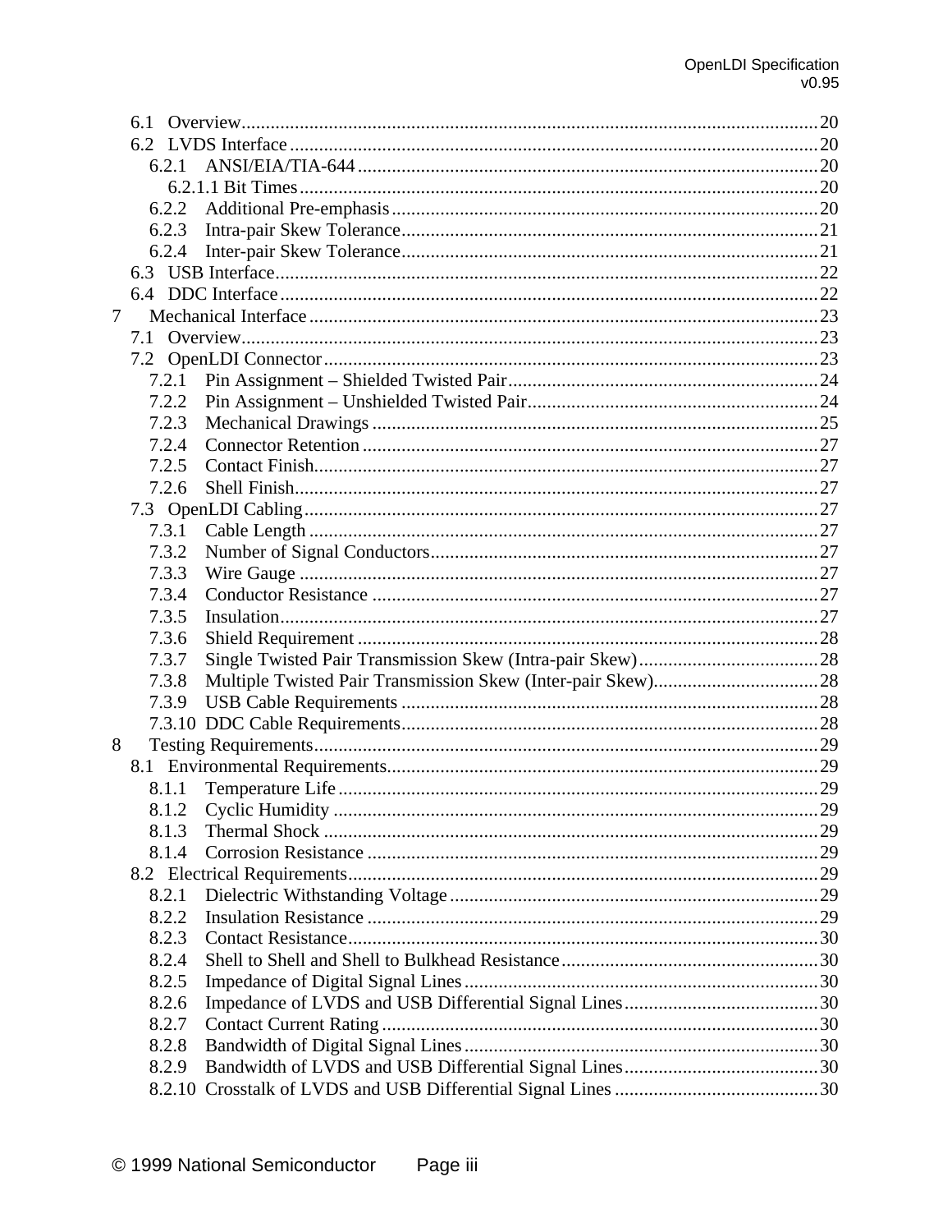6.1 Overview ........ 20
6.2 LVDS Interface ........ 20
6.2.1 ANSI/EIA/TIA-644 ........ 20
6.2.1.1 Bit Times ........ 20
6.2.2 Additional Pre-emphasis ........ 20
6.2.3 Intra-pair Skew Tolerance ........ 21
6.2.4 Inter-pair Skew Tolerance ........ 21
6.3 USB Interface ........ 22
6.4 DDC Interface ........ 22
7 Mechanical Interface ........ 23
7.1 Overview ........ 23
7.2 OpenLDI Connector ........ 23
7.2.1 Pin Assignment – Shielded Twisted Pair ........ 24
7.2.2 Pin Assignment – Unshielded Twisted Pair ........ 24
7.2.3 Mechanical Drawings ........ 25
7.2.4 Connector Retention ........ 27
7.2.5 Contact Finish ........ 27
7.2.6 Shell Finish ........ 27
7.3 OpenLDI Cabling ........ 27
7.3.1 Cable Length ........ 27
7.3.2 Number of Signal Conductors ........ 27
7.3.3 Wire Gauge ........ 27
7.3.4 Conductor Resistance ........ 27
7.3.5 Insulation ........ 27
7.3.6 Shield Requirement ........ 28
7.3.7 Single Twisted Pair Transmission Skew (Intra-pair Skew) ........ 28
7.3.8 Multiple Twisted Pair Transmission Skew (Inter-pair Skew) ........ 28
7.3.9 USB Cable Requirements ........ 28
7.3.10 DDC Cable Requirements ........ 28
8 Testing Requirements ........ 29
8.1 Environmental Requirements ........ 29
8.1.1 Temperature Life ........ 29
8.1.2 Cyclic Humidity ........ 29
8.1.3 Thermal Shock ........ 29
8.1.4 Corrosion Resistance ........ 29
8.2 Electrical Requirements ........ 29
8.2.1 Dielectric Withstanding Voltage ........ 29
8.2.2 Insulation Resistance ........ 29
8.2.3 Contact Resistance ........ 30
8.2.4 Shell to Shell and Shell to Bulkhead Resistance ........ 30
8.2.5 Impedance of Digital Signal Lines ........ 30
8.2.6 Impedance of LVDS and USB Differential Signal Lines ........ 30
8.2.7 Contact Current Rating ........ 30
8.2.8 Bandwidth of Digital Signal Lines ........ 30
8.2.9 Bandwidth of LVDS and USB Differential Signal Lines ........ 30
8.2.10 Crosstalk of LVDS and USB Differential Signal Lines ........ 30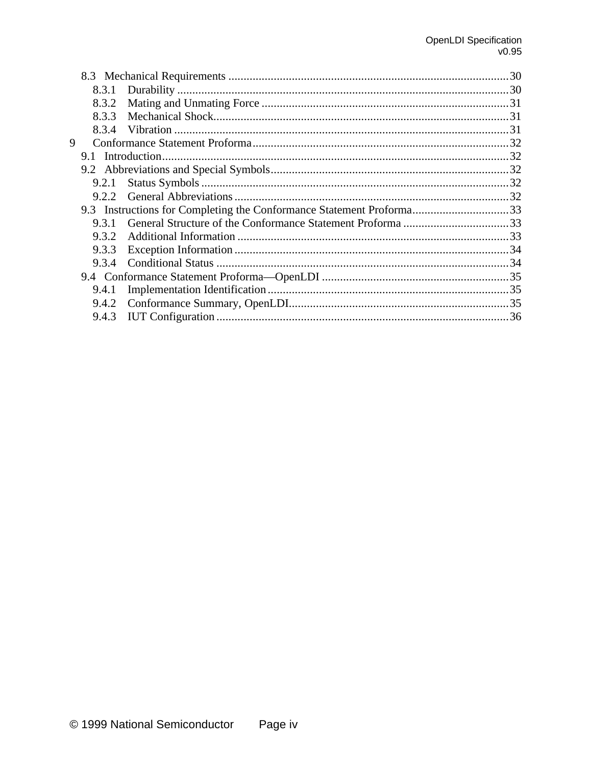8.3 Mechanical Requirements ............................................................................................30
8.3.1 Durability ..............................................................................................................30
8.3.2 Mating and Unmating Force ..................................................................................31
8.3.3 Mechanical Shock..................................................................................................31
8.3.4 Vibration ...............................................................................................................31
9 Conformance Statement Proforma....................................................................................32
9.1 Introduction..................................................................................................................32
9.2 Abbreviations and Special Symbols...............................................................................32
9.2.1 Status Symbols ......................................................................................................32
9.2.2 General Abbreviations ...........................................................................................32
9.3 Instructions for Completing the Conformance Statement Proforma.................................33
9.3.1 General Structure of the Conformance Statement Proforma ...................................33
9.3.2 Additional Information ..........................................................................................33
9.3.3 Exception Information ...........................................................................................34
9.3.4 Conditional Status .................................................................................................34
9.4 Conformance Statement Proforma—OpenLDI ..............................................................35
9.4.1 Implementation Identification ................................................................................35
9.4.2 Conformance Summary, OpenLDI.........................................................................35
9.4.3 IUT Configuration .................................................................................................36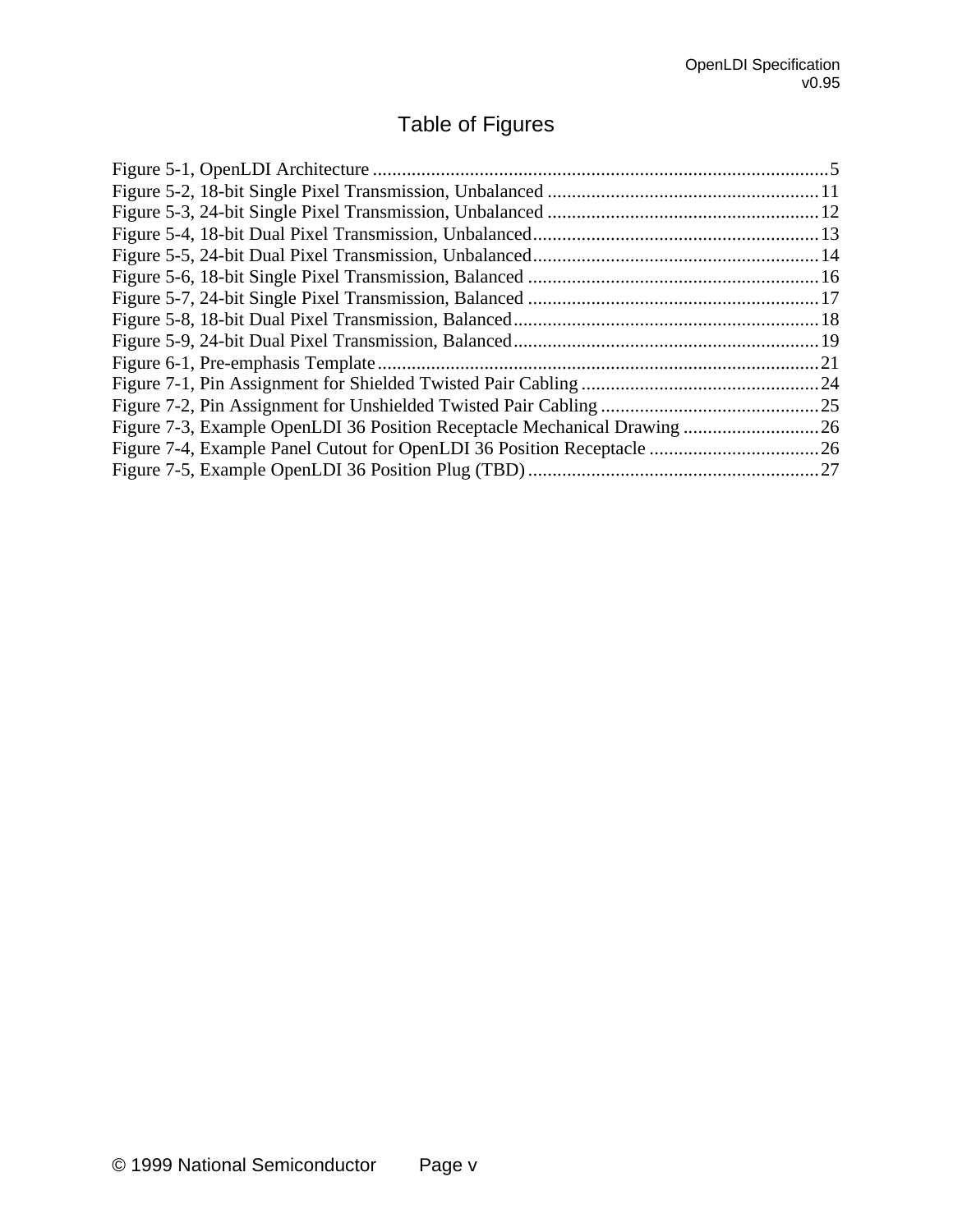# Table of Figures

Figure 5-1, OpenLDI Architecture .......... 5
Figure 5-2, 18-bit Single Pixel Transmission, Unbalanced .......... 11
Figure 5-3, 24-bit Single Pixel Transmission, Unbalanced .......... 12
Figure 5-4, 18-bit Dual Pixel Transmission, Unbalanced .......... 13
Figure 5-5, 24-bit Dual Pixel Transmission, Unbalanced .......... 14
Figure 5-6, 18-bit Single Pixel Transmission, Balanced .......... 16
Figure 5-7, 24-bit Single Pixel Transmission, Balanced .......... 17
Figure 5-8, 18-bit Dual Pixel Transmission, Balanced .......... 18
Figure 5-9, 24-bit Dual Pixel Transmission, Balanced .......... 19
Figure 6-1, Pre-emphasis Template .......... 21
Figure 7-1, Pin Assignment for Shielded Twisted Pair Cabling .......... 24
Figure 7-2, Pin Assignment for Unshielded Twisted Pair Cabling .......... 25
Figure 7-3, Example OpenLDI 36 Position Receptacle Mechanical Drawing .......... 26
Figure 7-4, Example Panel Cutout for OpenLDI 36 Position Receptacle .......... 26
Figure 7-5, Example OpenLDI 36 Position Plug (TBD) .......... 27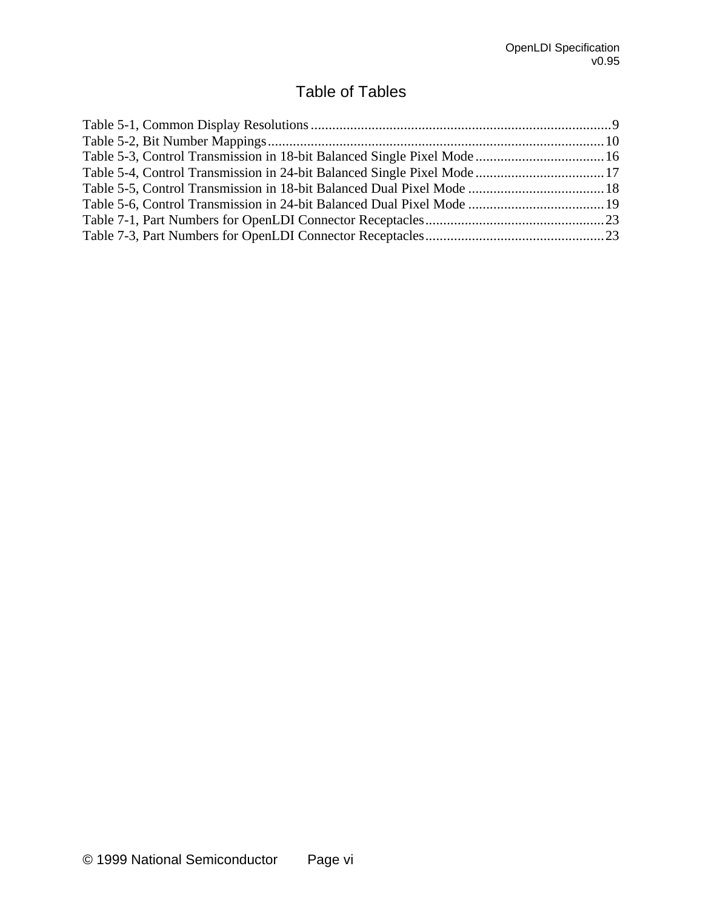# Table of Tables

Table 5-1, Common Display Resolutions....................................................................................9
Table 5-2, Bit Number Mappings..............................................................................................10
Table 5-3, Control Transmission in 18-bit Balanced Single Pixel Mode....................................16
Table 5-4, Control Transmission in 24-bit Balanced Single Pixel Mode....................................17
Table 5-5, Control Transmission in 18-bit Balanced Dual Pixel Mode ......................................18
Table 5-6, Control Transmission in 24-bit Balanced Dual Pixel Mode ......................................19
Table 7-1, Part Numbers for OpenLDI Connector Receptacles..................................................23
Table 7-3, Part Numbers for OpenLDI Connector Receptacles..................................................23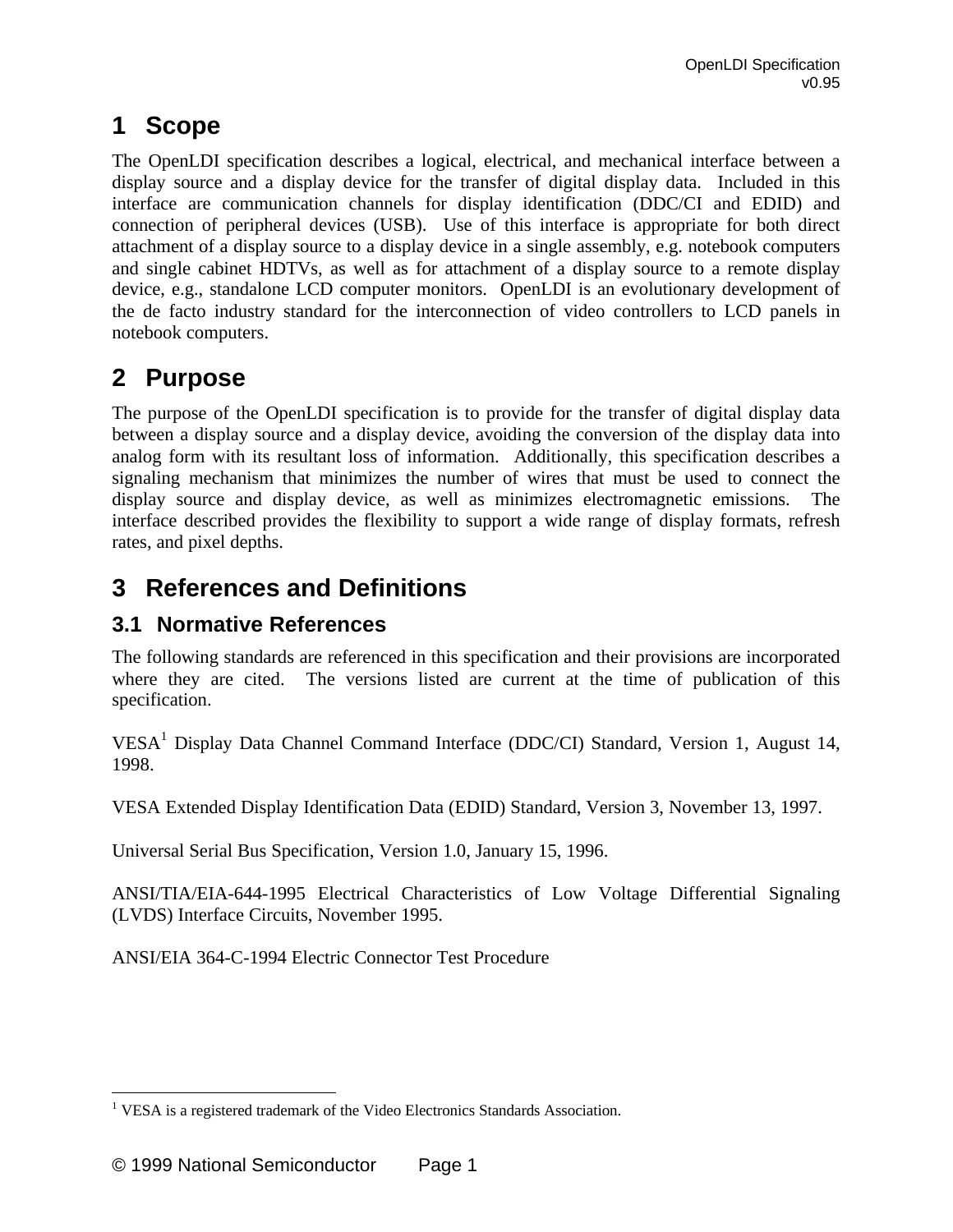# 1 Scope

The OpenLDI specification describes a logical, electrical, and mechanical interface between a display source and a display device for the transfer of digital display data. Included in this interface are communication channels for display identification (DDC/CI and EDID) and connection of peripheral devices (USB). Use of this interface is appropriate for both direct attachment of a display source to a display device in a single assembly, e.g. notebook computers and single cabinet HDTVs, as well as for attachment of a display source to a remote display device, e.g., standalone LCD computer monitors. OpenLDI is an evolutionary development of the de facto industry standard for the interconnection of video controllers to LCD panels in notebook computers.

# 2 Purpose

The purpose of the OpenLDI specification is to provide for the transfer of digital display data between a display source and a display device, avoiding the conversion of the display data into analog form with its resultant loss of information. Additionally, this specification describes a signaling mechanism that minimizes the number of wires that must be used to connect the display source and display device, as well as minimizes electromagnetic emissions. The interface described provides the flexibility to support a wide range of display formats, refresh rates, and pixel depths.

# 3 References and Definitions

## 3.1 Normative References

The following standards are referenced in this specification and their provisions are incorporated where they are cited. The versions listed are current at the time of publication of this specification.

VESA[1] Display Data Channel Command Interface (DDC/CI) Standard, Version 1, August 14, 1998.

VESA Extended Display Identification Data (EDID) Standard, Version 3, November 13, 1997.

Universal Serial Bus Specification, Version 1.0, January 15, 1996.

ANSI/TIA/EIA-644-1995 Electrical Characteristics of Low Voltage Differential Signaling (LVDS) Interface Circuits, November 1995.

ANSI/EIA 364-C-1994 Electric Connector Test Procedure

---

[1] VESA is a registered trademark of the Video Electronics Standards Association.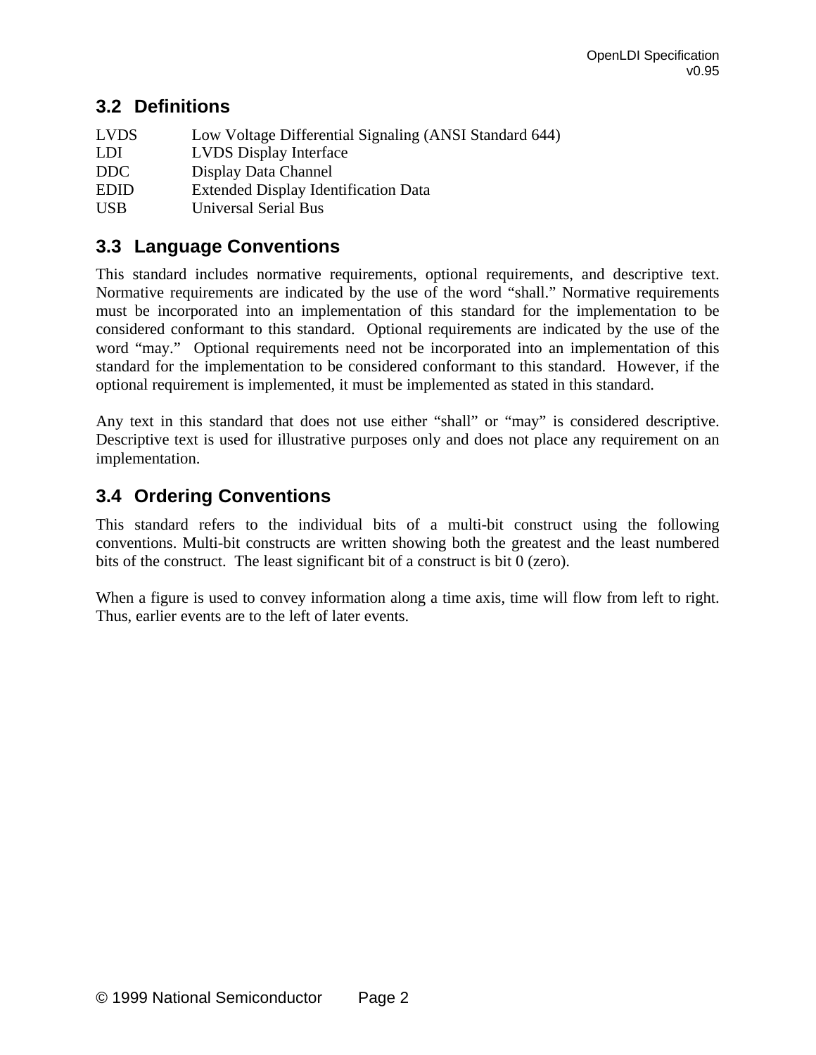### 3.2 Definitions

| | |
|---|---|
| LVDS | Low Voltage Differential Signaling (ANSI Standard 644) |
| LDI | LVDS Display Interface |
| DDC | Display Data Channel |
| EDID | Extended Display Identification Data |
| USB | Universal Serial Bus |

### 3.3 Language Conventions

This standard includes normative requirements, optional requirements, and descriptive text. Normative requirements are indicated by the use of the word “shall.” Normative requirements must be incorporated into an implementation of this standard for the implementation to be considered conformant to this standard. Optional requirements are indicated by the use of the word “may.” Optional requirements need not be incorporated into an implementation of this standard for the implementation to be considered conformant to this standard. However, if the optional requirement is implemented, it must be implemented as stated in this standard.

Any text in this standard that does not use either “shall” or “may” is considered descriptive. Descriptive text is used for illustrative purposes only and does not place any requirement on an implementation.

### 3.4 Ordering Conventions

This standard refers to the individual bits of a multi-bit construct using the following conventions. Multi-bit constructs are written showing both the greatest and the least numbered bits of the construct. The least significant bit of a construct is bit 0 (zero).

When a figure is used to convey information along a time axis, time will flow from left to right. Thus, earlier events are to the left of later events.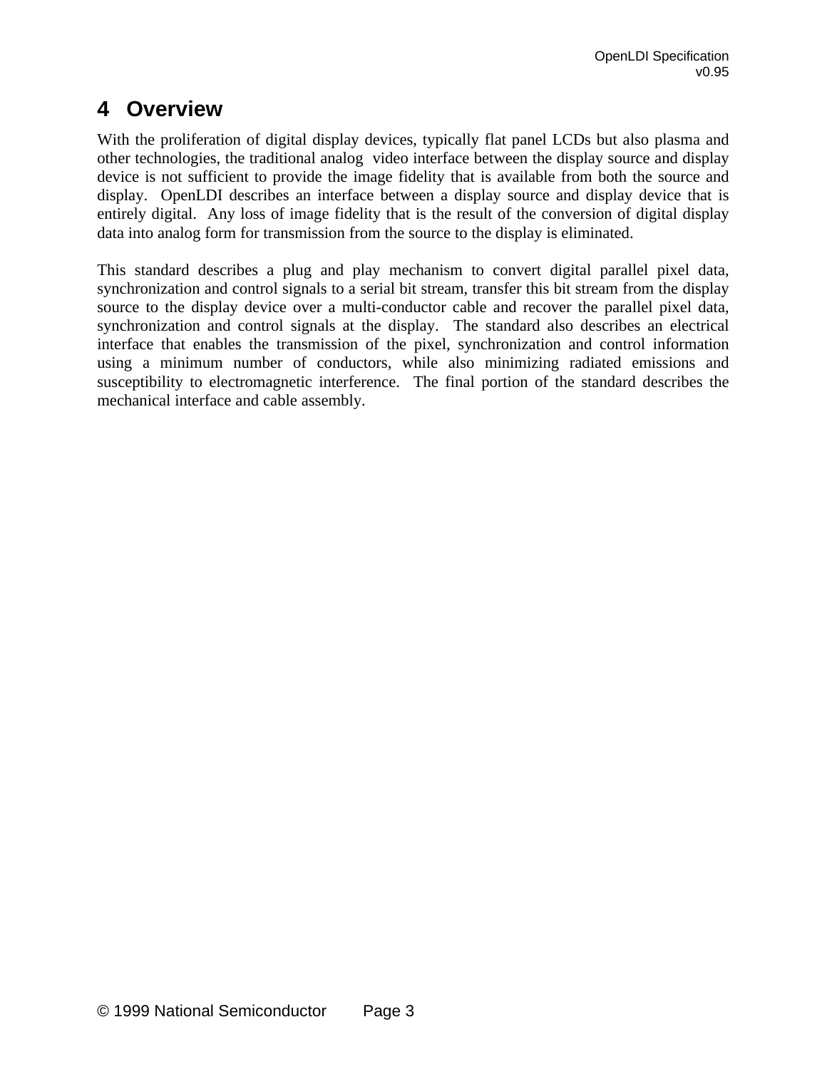# 4 Overview

With the proliferation of digital display devices, typically flat panel LCDs but also plasma and other technologies, the traditional analog video interface between the display source and display device is not sufficient to provide the image fidelity that is available from both the source and display. OpenLDI describes an interface between a display source and display device that is entirely digital. Any loss of image fidelity that is the result of the conversion of digital display data into analog form for transmission from the source to the display is eliminated.

This standard describes a plug and play mechanism to convert digital parallel pixel data, synchronization and control signals to a serial bit stream, transfer this bit stream from the display source to the display device over a multi-conductor cable and recover the parallel pixel data, synchronization and control signals at the display. The standard also describes an electrical interface that enables the transmission of the pixel, synchronization and control information using a minimum number of conductors, while also minimizing radiated emissions and susceptibility to electromagnetic interference. The final portion of the standard describes the mechanical interface and cable assembly.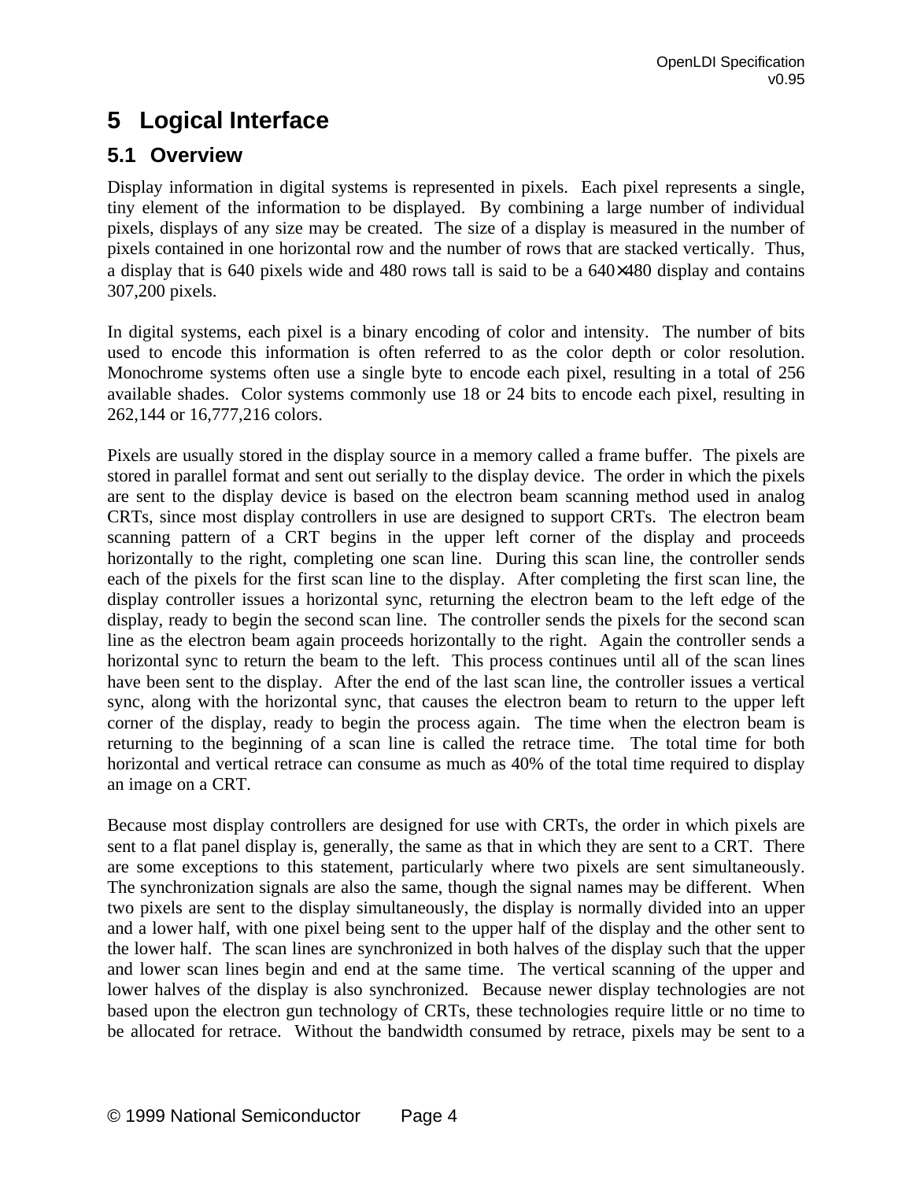# 5 Logical Interface

## 5.1 Overview

Display information in digital systems is represented in pixels. Each pixel represents a single, tiny element of the information to be displayed. By combining a large number of individual pixels, displays of any size may be created. The size of a display is measured in the number of pixels contained in one horizontal row and the number of rows that are stacked vertically. Thus, a display that is 640 pixels wide and 480 rows tall is said to be a 640×480 display and contains 307,200 pixels.

In digital systems, each pixel is a binary encoding of color and intensity. The number of bits used to encode this information is often referred to as the color depth or color resolution. Monochrome systems often use a single byte to encode each pixel, resulting in a total of 256 available shades. Color systems commonly use 18 or 24 bits to encode each pixel, resulting in 262,144 or 16,777,216 colors.

Pixels are usually stored in the display source in a memory called a frame buffer. The pixels are stored in parallel format and sent out serially to the display device. The order in which the pixels are sent to the display device is based on the electron beam scanning method used in analog CRTs, since most display controllers in use are designed to support CRTs. The electron beam scanning pattern of a CRT begins in the upper left corner of the display and proceeds horizontally to the right, completing one scan line. During this scan line, the controller sends each of the pixels for the first scan line to the display. After completing the first scan line, the display controller issues a horizontal sync, returning the electron beam to the left edge of the display, ready to begin the second scan line. The controller sends the pixels for the second scan line as the electron beam again proceeds horizontally to the right. Again the controller sends a horizontal sync to return the beam to the left. This process continues until all of the scan lines have been sent to the display. After the end of the last scan line, the controller issues a vertical sync, along with the horizontal sync, that causes the electron beam to return to the upper left corner of the display, ready to begin the process again. The time when the electron beam is returning to the beginning of a scan line is called the retrace time. The total time for both horizontal and vertical retrace can consume as much as 40% of the total time required to display an image on a CRT.

Because most display controllers are designed for use with CRTs, the order in which pixels are sent to a flat panel display is, generally, the same as that in which they are sent to a CRT. There are some exceptions to this statement, particularly where two pixels are sent simultaneously. The synchronization signals are also the same, though the signal names may be different. When two pixels are sent to the display simultaneously, the display is normally divided into an upper and a lower half, with one pixel being sent to the upper half of the display and the other sent to the lower half. The scan lines are synchronized in both halves of the display such that the upper and lower scan lines begin and end at the same time. The vertical scanning of the upper and lower halves of the display is also synchronized. Because newer display technologies are not based upon the electron gun technology of CRTs, these technologies require little or no time to be allocated for retrace. Without the bandwidth consumed by retrace, pixels may be sent to a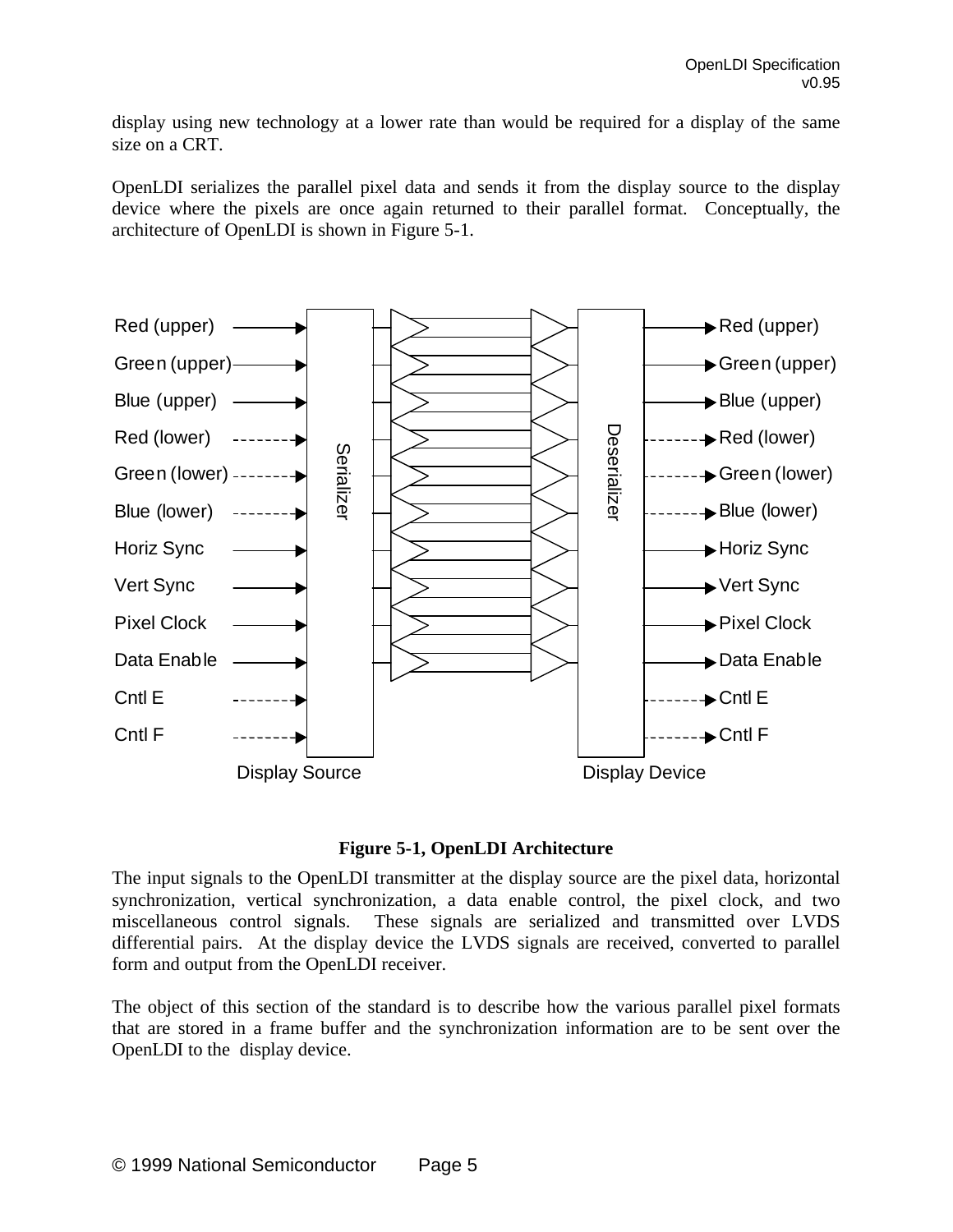display using new technology at a lower rate than would be required for a display of the same size on a CRT.

OpenLDI serializes the parallel pixel data and sends it from the display source to the display device where the pixels are once again returned to their parallel format. Conceptually, the architecture of OpenLDI is shown in Figure 5-1.

**Figure 5-1, OpenLDI Architecture**

The input signals to the OpenLDI transmitter at the display source are the pixel data, horizontal synchronization, vertical synchronization, a data enable control, the pixel clock, and two miscellaneous control signals. These signals are serialized and transmitted over LVDS differential pairs. At the display device the LVDS signals are received, converted to parallel form and output from the OpenLDI receiver.

The object of this section of the standard is to describe how the various parallel pixel formats that are stored in a frame buffer and the synchronization information are to be sent over the OpenLDI to the display device.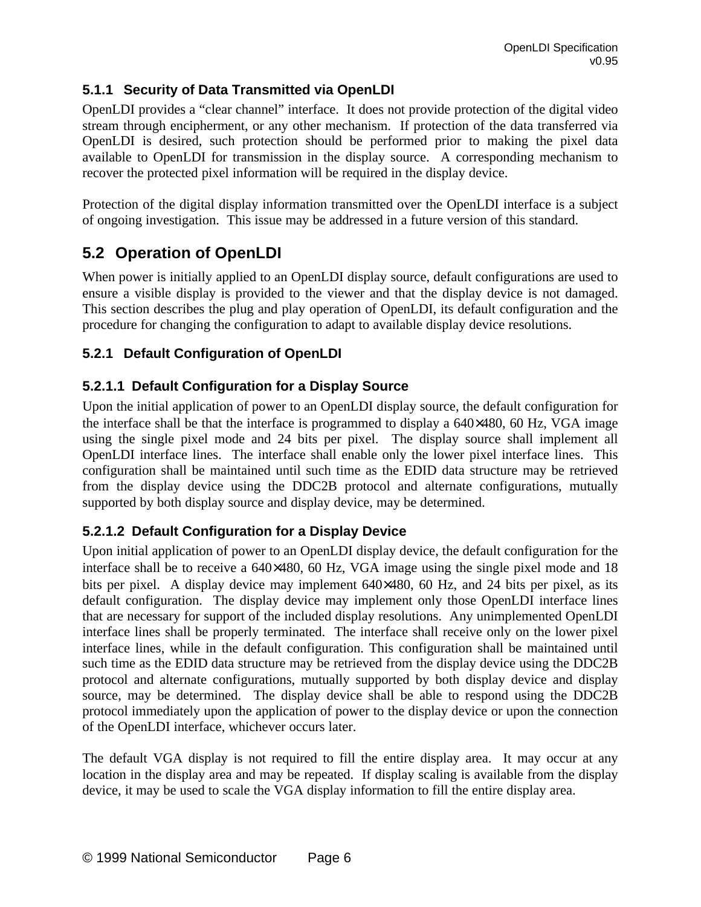### 5.1.1 Security of Data Transmitted via OpenLDI

OpenLDI provides a "clear channel" interface. It does not provide protection of the digital video stream through encipherment, or any other mechanism. If protection of the data transferred via OpenLDI is desired, such protection should be performed prior to making the pixel data available to OpenLDI for transmission in the display source. A corresponding mechanism to recover the protected pixel information will be required in the display device.

Protection of the digital display information transmitted over the OpenLDI interface is a subject of ongoing investigation. This issue may be addressed in a future version of this standard.

## 5.2 Operation of OpenLDI

When power is initially applied to an OpenLDI display source, default configurations are used to ensure a visible display is provided to the viewer and that the display device is not damaged. This section describes the plug and play operation of OpenLDI, its default configuration and the procedure for changing the configuration to adapt to available display device resolutions.

### 5.2.1 Default Configuration of OpenLDI

#### 5.2.1.1 Default Configuration for a Display Source

Upon the initial application of power to an OpenLDI display source, the default configuration for the interface shall be that the interface is programmed to display a 640×480, 60 Hz, VGA image using the single pixel mode and 24 bits per pixel. The display source shall implement all OpenLDI interface lines. The interface shall enable only the lower pixel interface lines. This configuration shall be maintained until such time as the EDID data structure may be retrieved from the display device using the DDC2B protocol and alternate configurations, mutually supported by both display source and display device, may be determined.

#### 5.2.1.2 Default Configuration for a Display Device

Upon initial application of power to an OpenLDI display device, the default configuration for the interface shall be to receive a 640×480, 60 Hz, VGA image using the single pixel mode and 18 bits per pixel. A display device may implement 640×480, 60 Hz, and 24 bits per pixel, as its default configuration. The display device may implement only those OpenLDI interface lines that are necessary for support of the included display resolutions. Any unimplemented OpenLDI interface lines shall be properly terminated. The interface shall receive only on the lower pixel interface lines, while in the default configuration. This configuration shall be maintained until such time as the EDID data structure may be retrieved from the display device using the DDC2B protocol and alternate configurations, mutually supported by both display device and display source, may be determined. The display device shall be able to respond using the DDC2B protocol immediately upon the application of power to the display device or upon the connection of the OpenLDI interface, whichever occurs later.

The default VGA display is not required to fill the entire display area. It may occur at any location in the display area and may be repeated. If display scaling is available from the display device, it may be used to scale the VGA display information to fill the entire display area.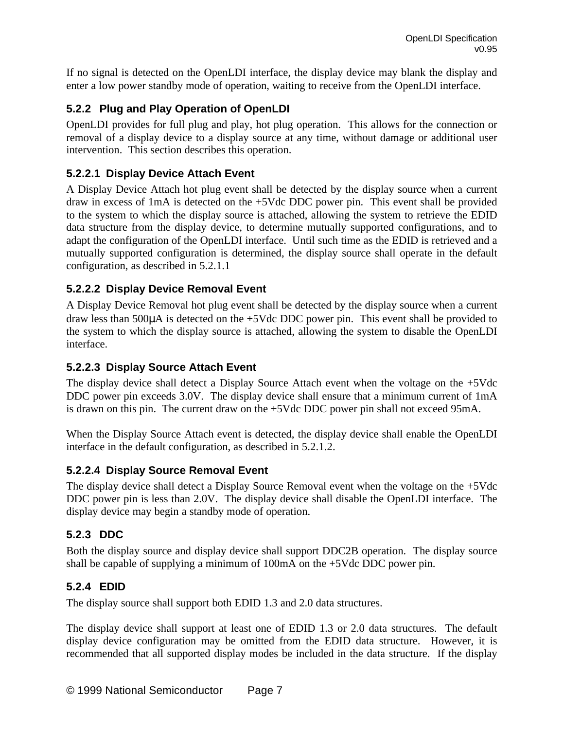If no signal is detected on the OpenLDI interface, the display device may blank the display and enter a low power standby mode of operation, waiting to receive from the OpenLDI interface.

### 5.2.2 Plug and Play Operation of OpenLDI

OpenLDI provides for full plug and play, hot plug operation. This allows for the connection or removal of a display device to a display source at any time, without damage or additional user intervention. This section describes this operation.

#### 5.2.2.1 Display Device Attach Event

A Display Device Attach hot plug event shall be detected by the display source when a current draw in excess of 1mA is detected on the +5Vdc DDC power pin. This event shall be provided to the system to which the display source is attached, allowing the system to retrieve the EDID data structure from the display device, to determine mutually supported configurations, and to adapt the configuration of the OpenLDI interface. Until such time as the EDID is retrieved and a mutually supported configuration is determined, the display source shall operate in the default configuration, as described in 5.2.1.1

#### 5.2.2.2 Display Device Removal Event

A Display Device Removal hot plug event shall be detected by the display source when a current draw less than 500μA is detected on the +5Vdc DDC power pin. This event shall be provided to the system to which the display source is attached, allowing the system to disable the OpenLDI interface.

#### 5.2.2.3 Display Source Attach Event

The display device shall detect a Display Source Attach event when the voltage on the +5Vdc DDC power pin exceeds 3.0V. The display device shall ensure that a minimum current of 1mA is drawn on this pin. The current draw on the +5Vdc DDC power pin shall not exceed 95mA.

When the Display Source Attach event is detected, the display device shall enable the OpenLDI interface in the default configuration, as described in 5.2.1.2.

#### 5.2.2.4 Display Source Removal Event

The display device shall detect a Display Source Removal event when the voltage on the +5Vdc DDC power pin is less than 2.0V. The display device shall disable the OpenLDI interface. The display device may begin a standby mode of operation.

### 5.2.3 DDC

Both the display source and display device shall support DDC2B operation. The display source shall be capable of supplying a minimum of 100mA on the +5Vdc DDC power pin.

### 5.2.4 EDID

The display source shall support both EDID 1.3 and 2.0 data structures.

The display device shall support at least one of EDID 1.3 or 2.0 data structures. The default display device configuration may be omitted from the EDID data structure. However, it is recommended that all supported display modes be included in the data structure. If the display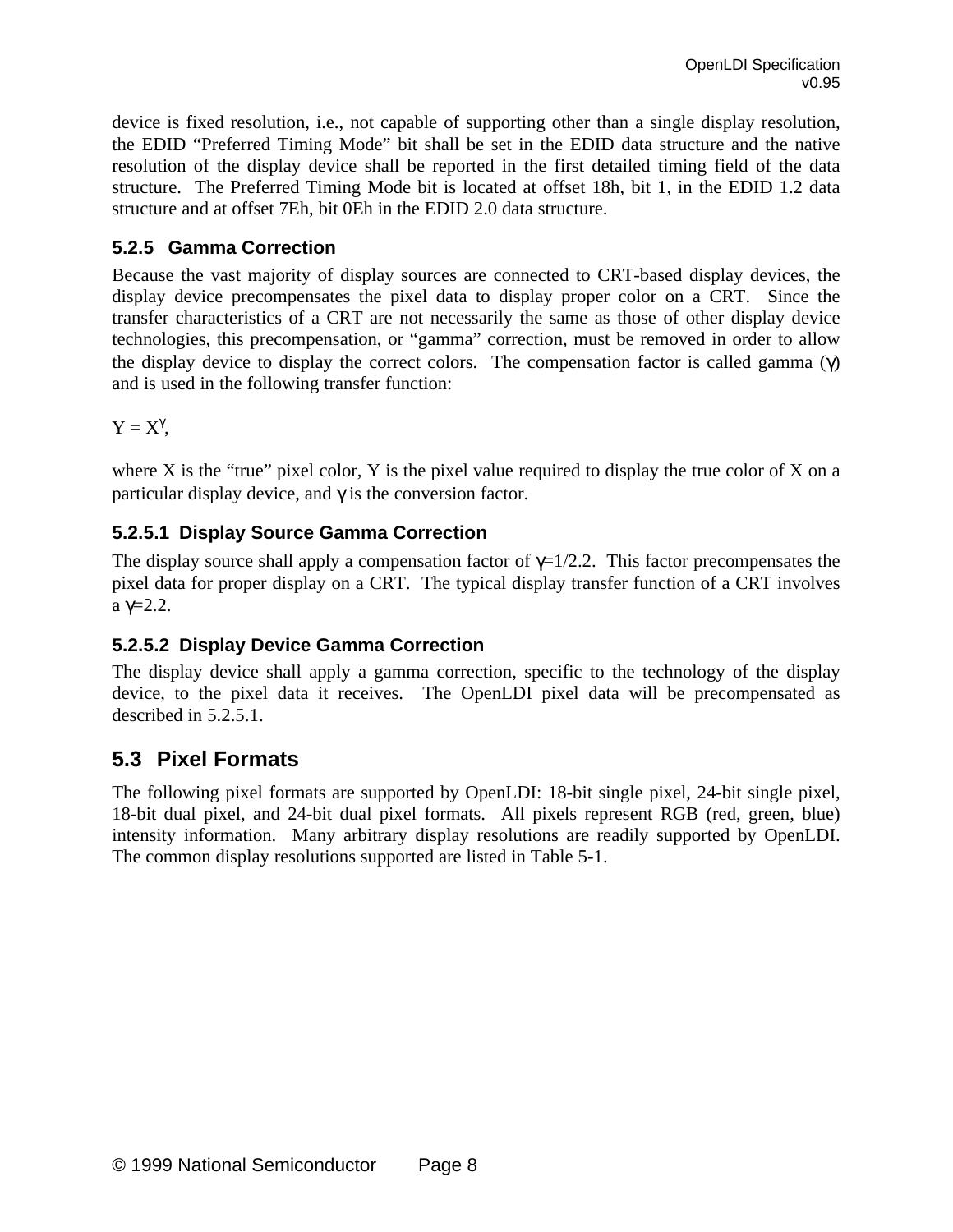device is fixed resolution, i.e., not capable of supporting other than a single display resolution, the EDID “Preferred Timing Mode” bit shall be set in the EDID data structure and the native resolution of the display device shall be reported in the first detailed timing field of the data structure. The Preferred Timing Mode bit is located at offset 18h, bit 1, in the EDID 1.2 data structure and at offset 7Eh, bit 0Eh in the EDID 2.0 data structure.

### 5.2.5 Gamma Correction

Because the vast majority of display sources are connected to CRT-based display devices, the display device precompensates the pixel data to display proper color on a CRT. Since the transfer characteristics of a CRT are not necessarily the same as those of other display device technologies, this precompensation, or “gamma” correction, must be removed in order to allow the display device to display the correct colors. The compensation factor is called gamma ($\gamma$) and is used in the following transfer function:

$Y = X^{\gamma}$,

where X is the “true” pixel color, Y is the pixel value required to display the true color of X on a particular display device, and $\gamma$ is the conversion factor.

#### 5.2.5.1 Display Source Gamma Correction

The display source shall apply a compensation factor of $\gamma$=1/2.2. This factor precompensates the pixel data for proper display on a CRT. The typical display transfer function of a CRT involves a $\gamma$=2.2.

#### 5.2.5.2 Display Device Gamma Correction

The display device shall apply a gamma correction, specific to the technology of the display device, to the pixel data it receives. The OpenLDI pixel data will be precompensated as described in 5.2.5.1.

## 5.3 Pixel Formats

The following pixel formats are supported by OpenLDI: 18-bit single pixel, 24-bit single pixel, 18-bit dual pixel, and 24-bit dual pixel formats. All pixels represent RGB (red, green, blue) intensity information. Many arbitrary display resolutions are readily supported by OpenLDI. The common display resolutions supported are listed in Table 5-1.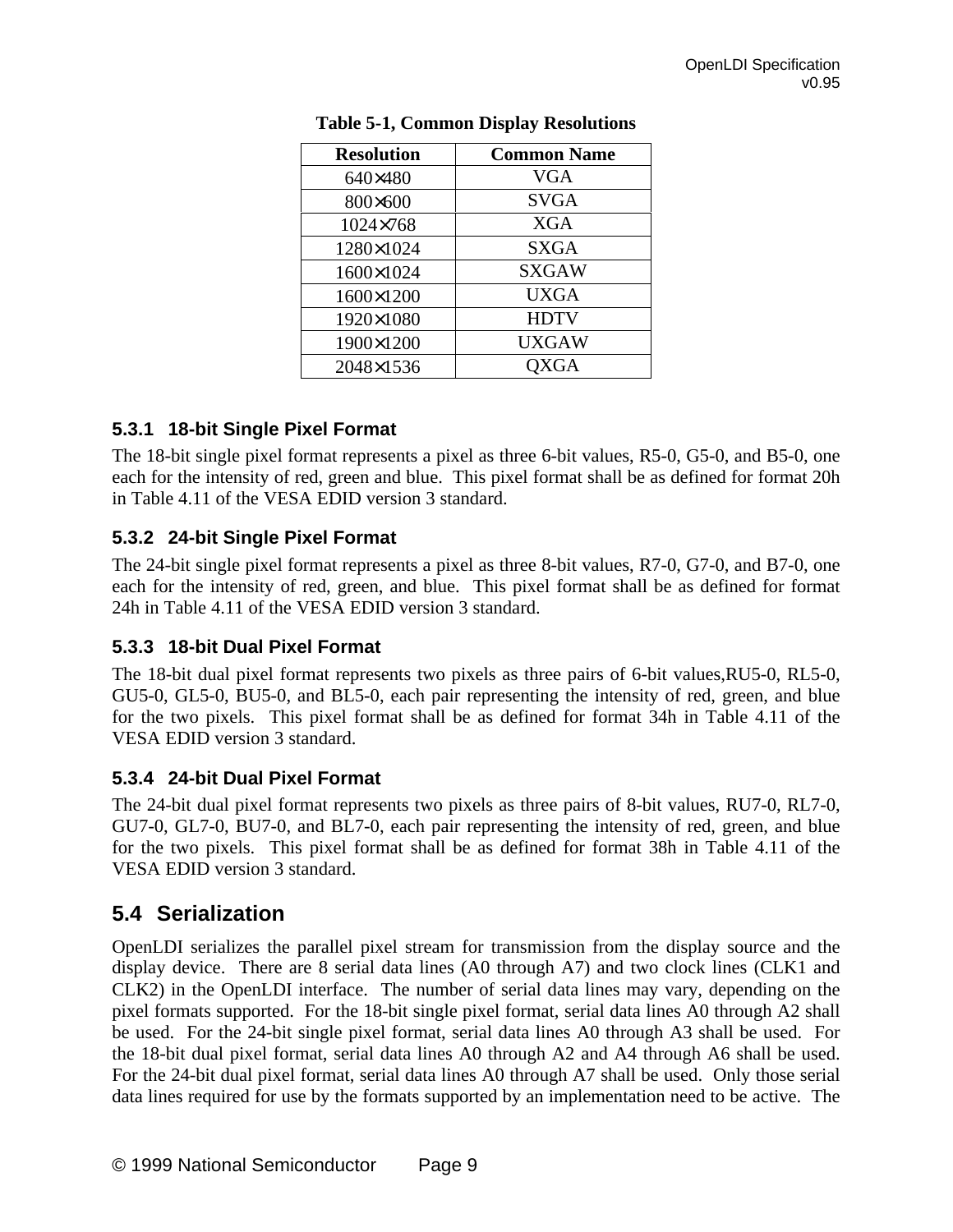**Table 5-1, Common Display Resolutions**

| Resolution | Common Name |
| --- | --- |
| 640×480 | VGA |
| 800×600 | SVGA |
| 1024×768 | XGA |
| 1280×1024 | SXGA |
| 1600×1024 | SXGAW |
| 1600×1200 | UXGA |
| 1920×1080 | HDTV |
| 1900×1200 | UXGAW |
| 2048×1536 | QXGA |

### 5.3.1 18-bit Single Pixel Format

The 18-bit single pixel format represents a pixel as three 6-bit values, R5-0, G5-0, and B5-0, one each for the intensity of red, green and blue. This pixel format shall be as defined for format 20h in Table 4.11 of the VESA EDID version 3 standard.

### 5.3.2 24-bit Single Pixel Format

The 24-bit single pixel format represents a pixel as three 8-bit values, R7-0, G7-0, and B7-0, one each for the intensity of red, green, and blue. This pixel format shall be as defined for format 24h in Table 4.11 of the VESA EDID version 3 standard.

### 5.3.3 18-bit Dual Pixel Format

The 18-bit dual pixel format represents two pixels as three pairs of 6-bit values,RU5-0, RL5-0, GU5-0, GL5-0, BU5-0, and BL5-0, each pair representing the intensity of red, green, and blue for the two pixels. This pixel format shall be as defined for format 34h in Table 4.11 of the VESA EDID version 3 standard.

### 5.3.4 24-bit Dual Pixel Format

The 24-bit dual pixel format represents two pixels as three pairs of 8-bit values, RU7-0, RL7-0, GU7-0, GL7-0, BU7-0, and BL7-0, each pair representing the intensity of red, green, and blue for the two pixels. This pixel format shall be as defined for format 38h in Table 4.11 of the VESA EDID version 3 standard.

## 5.4 Serialization

OpenLDI serializes the parallel pixel stream for transmission from the display source and the display device. There are 8 serial data lines (A0 through A7) and two clock lines (CLK1 and CLK2) in the OpenLDI interface. The number of serial data lines may vary, depending on the pixel formats supported. For the 18-bit single pixel format, serial data lines A0 through A2 shall be used. For the 24-bit single pixel format, serial data lines A0 through A3 shall be used. For the 18-bit dual pixel format, serial data lines A0 through A2 and A4 through A6 shall be used. For the 24-bit dual pixel format, serial data lines A0 through A7 shall be used. Only those serial data lines required for use by the formats supported by an implementation need to be active. The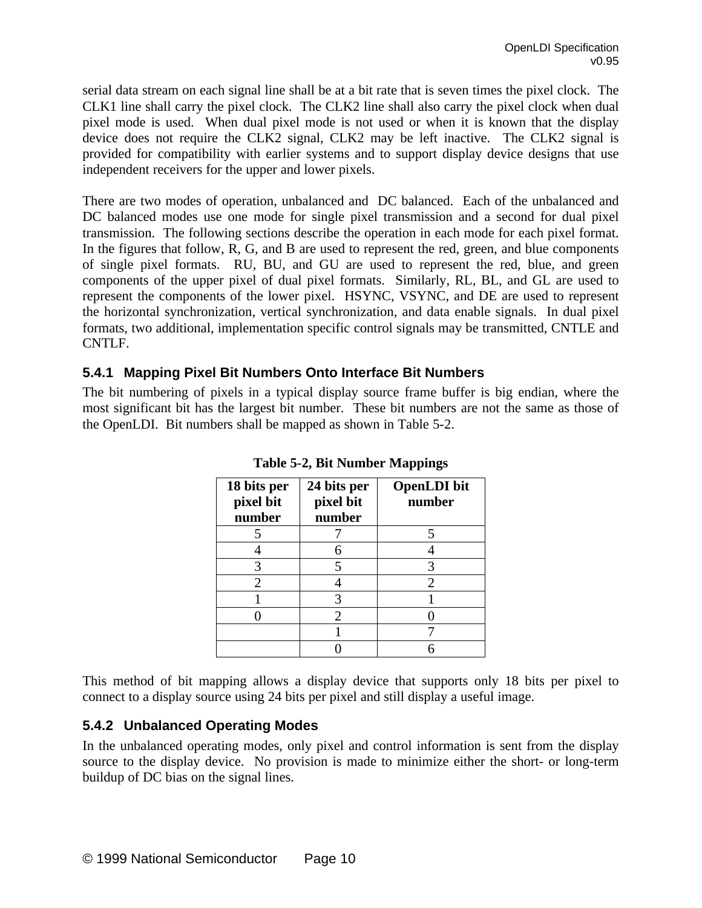serial data stream on each signal line shall be at a bit rate that is seven times the pixel clock. The CLK1 line shall carry the pixel clock. The CLK2 line shall also carry the pixel clock when dual pixel mode is used. When dual pixel mode is not used or when it is known that the display device does not require the CLK2 signal, CLK2 may be left inactive. The CLK2 signal is provided for compatibility with earlier systems and to support display device designs that use independent receivers for the upper and lower pixels.

There are two modes of operation, unbalanced and DC balanced. Each of the unbalanced and DC balanced modes use one mode for single pixel transmission and a second for dual pixel transmission. The following sections describe the operation in each mode for each pixel format. In the figures that follow, R, G, and B are used to represent the red, green, and blue components of single pixel formats. RU, BU, and GU are used to represent the red, blue, and green components of the upper pixel of dual pixel formats. Similarly, RL, BL, and GL are used to represent the components of the lower pixel. HSYNC, VSYNC, and DE are used to represent the horizontal synchronization, vertical synchronization, and data enable signals. In dual pixel formats, two additional, implementation specific control signals may be transmitted, CNTLE and CNTLF.

### 5.4.1 Mapping Pixel Bit Numbers Onto Interface Bit Numbers

The bit numbering of pixels in a typical display source frame buffer is big endian, where the most significant bit has the largest bit number. These bit numbers are not the same as those of the OpenLDI. Bit numbers shall be mapped as shown in Table 5-2.

**Table 5-2, Bit Number Mappings**

| 18 bits per pixel bit number | 24 bits per pixel bit number | OpenLDI bit number |
|---|---|---|
| 5 | 7 | 5 |
| 4 | 6 | 4 |
| 3 | 5 | 3 |
| 2 | 4 | 2 |
| 1 | 3 | 1 |
| 0 | 2 | 0 |
| | 1 | 7 |
| | 0 | 6 |

This method of bit mapping allows a display device that supports only 18 bits per pixel to connect to a display source using 24 bits per pixel and still display a useful image.

### 5.4.2 Unbalanced Operating Modes

In the unbalanced operating modes, only pixel and control information is sent from the display source to the display device. No provision is made to minimize either the short- or long-term buildup of DC bias on the signal lines.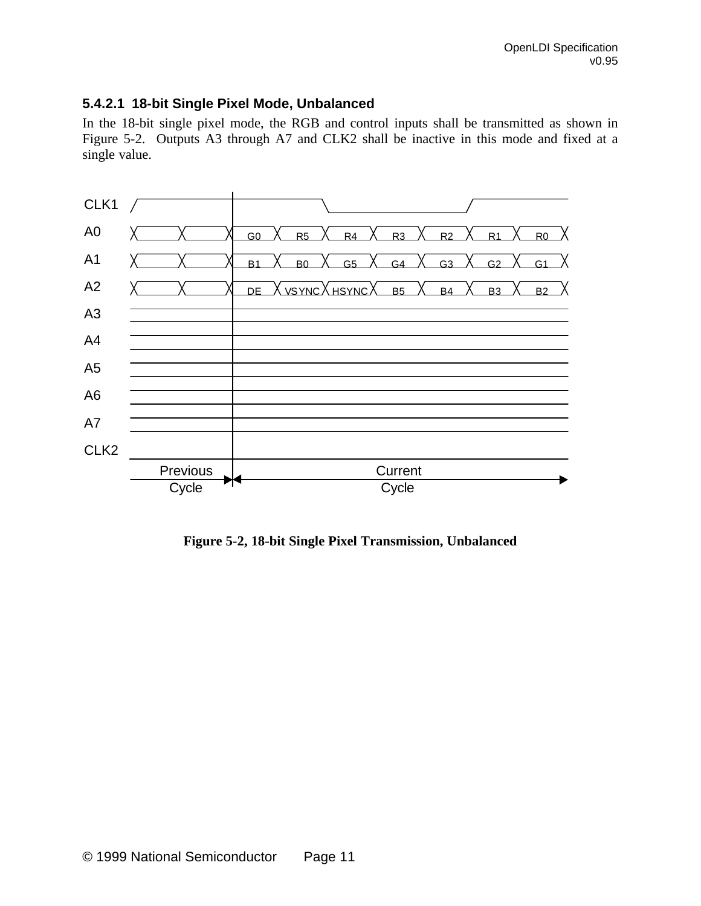#### 5.4.2.1 18-bit Single Pixel Mode, Unbalanced

In the 18-bit single pixel mode, the RGB and control inputs shall be transmitted as shown in Figure 5-2. Outputs A3 through A7 and CLK2 shall be inactive in this mode and fixed at a single value.

| Signal | Current Cycle |  |  |  |  |  |  |
|---|---|---|---|---|---|---|---|
| A0 | G0 | R5 | R4 | R3 | R2 | R1 | R0 |
| A1 | B1 | B0 | G5 | G4 | G3 | G2 | G1 |
| A2 | DE | VSYNC | HSYNC | B5 | B4 | B3 | B2 |

**Figure 5-2, 18-bit Single Pixel Transmission, Unbalanced**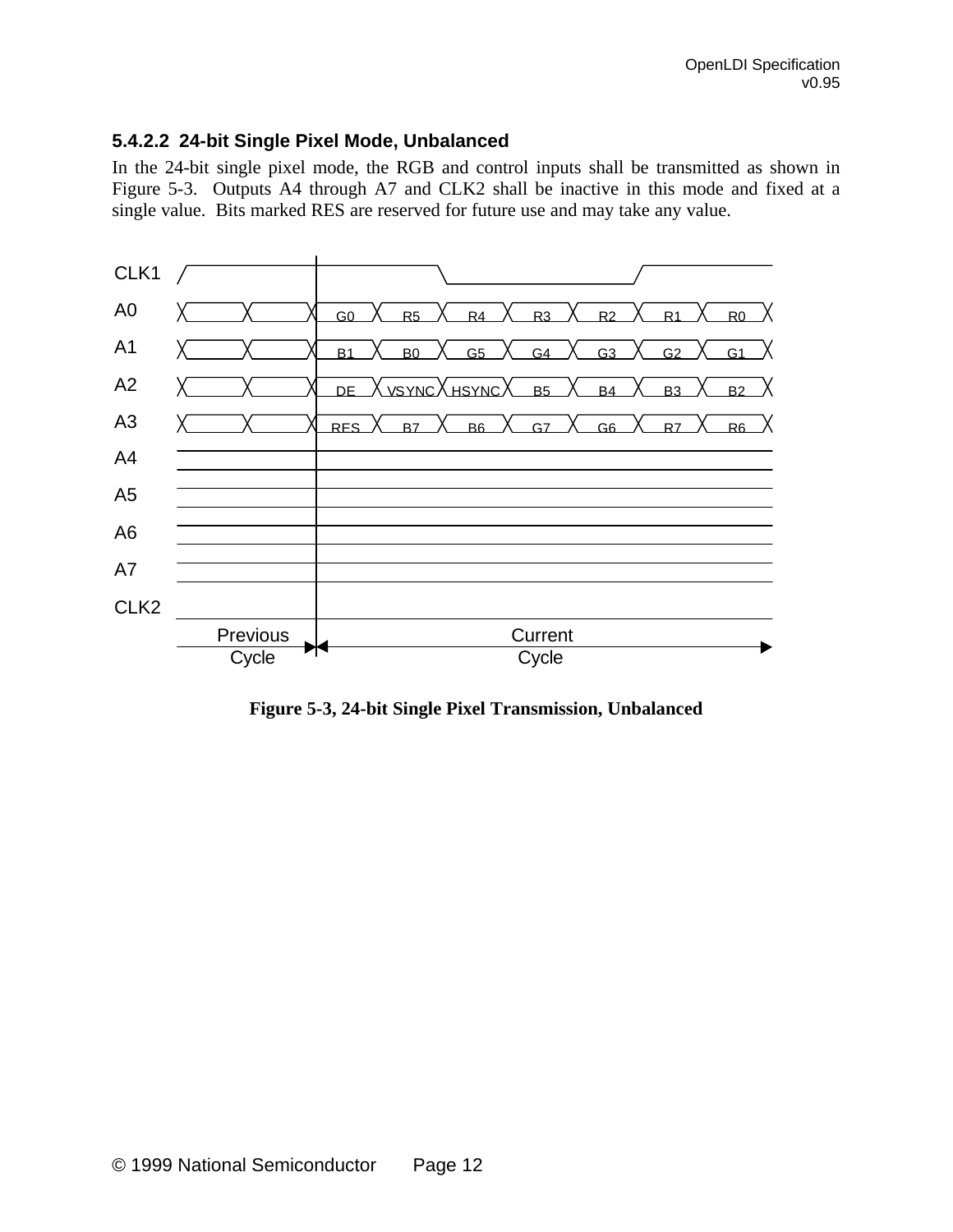### 5.4.2.2 24-bit Single Pixel Mode, Unbalanced

In the 24-bit single pixel mode, the RGB and control inputs shall be transmitted as shown in Figure 5-3. Outputs A4 through A7 and CLK2 shall be inactive in this mode and fixed at a single value. Bits marked RES are reserved for future use and may take any value.

| Signal | | | | | | | |
|---|---|---|---|---|---|---|---|
| CLK1 | | | | | | | |
| A0 | G0 | R5 | R4 | R3 | R2 | R1 | R0 |
| A1 | B1 | B0 | G5 | G4 | G3 | G2 | G1 |
| A2 | DE | VSYNC | HSYNC | B5 | B4 | B3 | B2 |
| A3 | RES | B7 | B6 | G7 | G6 | R7 | R6 |
| A4 | | | | | | | |
| A5 | | | | | | | |
| A6 | | | | | | | |
| A7 | | | | | | | |
| CLK2 | | | | | | | |

Previous Cycle | Current Cycle

**Figure 5-3, 24-bit Single Pixel Transmission, Unbalanced**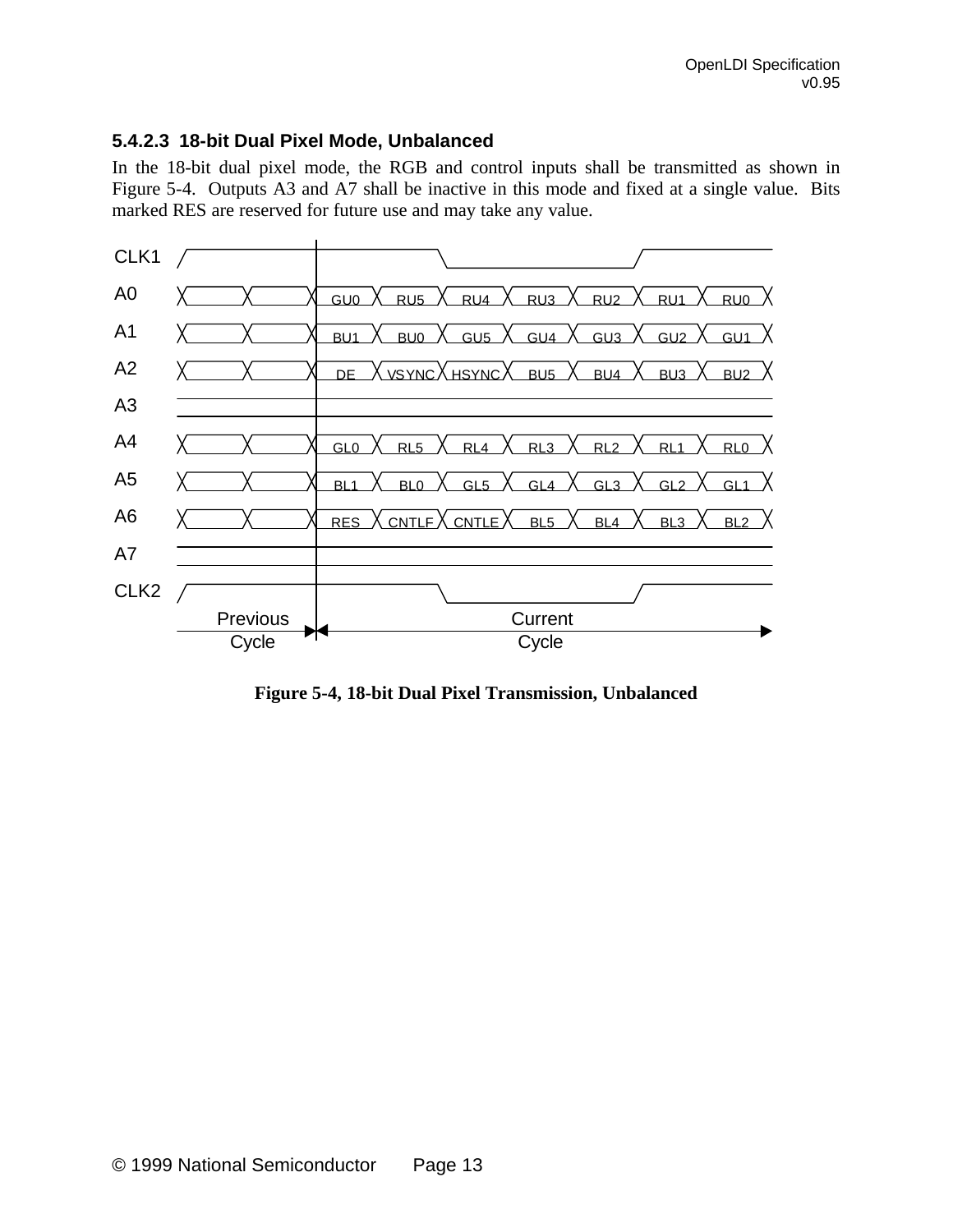### 5.4.2.3 18-bit Dual Pixel Mode, Unbalanced

In the 18-bit dual pixel mode, the RGB and control inputs shall be transmitted as shown in Figure 5-4. Outputs A3 and A7 shall be inactive in this mode and fixed at a single value. Bits marked RES are reserved for future use and may take any value.

| Signal | Bit 1 | Bit 2 | Bit 3 | Bit 4 | Bit 5 | Bit 6 | Bit 7 |
|---|---|---|---|---|---|---|---|
| A0 | GU0 | RU5 | RU4 | RU3 | RU2 | RU1 | RU0 |
| A1 | BU1 | BU0 | GU5 | GU4 | GU3 | GU2 | GU1 |
| A2 | DE | VSYNC | HSYNC | BU5 | BU4 | BU3 | BU2 |
| A3 | | | | | | | |
| A4 | GL0 | RL5 | RL4 | RL3 | RL2 | RL1 | RL0 |
| A5 | BL1 | BL0 | GL5 | GL4 | GL3 | GL2 | GL1 |
| A6 | RES | CNTLF | CNTLE | BL5 | BL4 | BL3 | BL2 |
| A7 | | | | | | | |

(CLK1 and CLK2 shown; Previous Cycle / Current Cycle)

**Figure 5-4, 18-bit Dual Pixel Transmission, Unbalanced**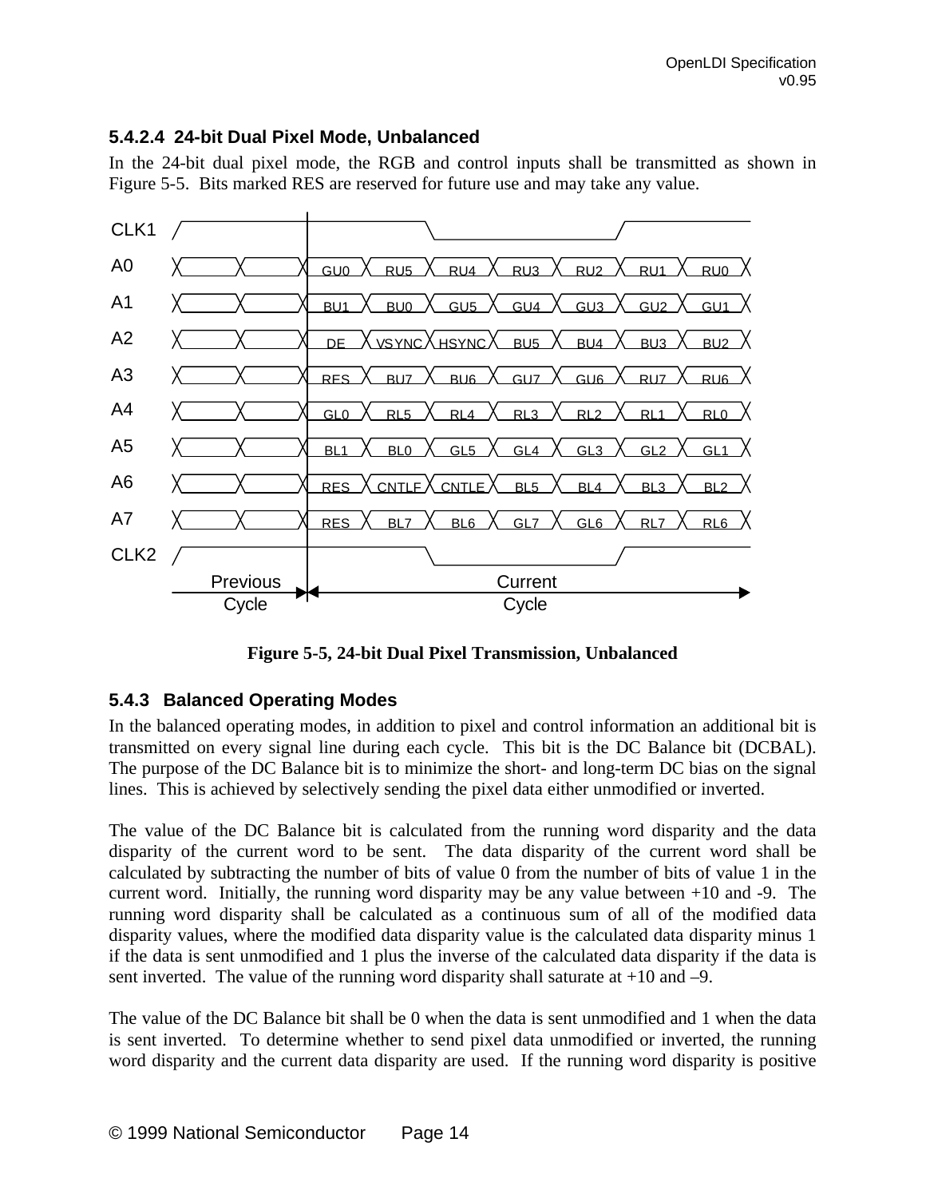### 5.4.2.4 24-bit Dual Pixel Mode, Unbalanced

In the 24-bit dual pixel mode, the RGB and control inputs shall be transmitted as shown in Figure 5-5. Bits marked RES are reserved for future use and may take any value.

| Signal | Previous Cycle | | Current Cycle | | | | | | |
|---|---|---|---|---|---|---|---|---|---|
| CLK1 | | | | | | | | | |
| A0 | | | GU0 | RU5 | RU4 | RU3 | RU2 | RU1 | RU0 |
| A1 | | | BU1 | BU0 | GU5 | GU4 | GU3 | GU2 | GU1 |
| A2 | | | DE | VSYNC | HSYNC | BU5 | BU4 | BU3 | BU2 |
| A3 | | | RES | BU7 | BU6 | GU7 | GU6 | RU7 | RU6 |
| A4 | | | GL0 | RL5 | RL4 | RL3 | RL2 | RL1 | RL0 |
| A5 | | | BL1 | BL0 | GL5 | GL4 | GL3 | GL2 | GL1 |
| A6 | | | RES | CNTLF | CNTLE | BL5 | BL4 | BL3 | BL2 |
| A7 | | | RES | BL7 | BL6 | GL7 | GL6 | RL7 | RL6 |
| CLK2 | | | | | | | | | |

**Figure 5-5, 24-bit Dual Pixel Transmission, Unbalanced**

### 5.4.3 Balanced Operating Modes

In the balanced operating modes, in addition to pixel and control information an additional bit is transmitted on every signal line during each cycle. This bit is the DC Balance bit (DCBAL). The purpose of the DC Balance bit is to minimize the short- and long-term DC bias on the signal lines. This is achieved by selectively sending the pixel data either unmodified or inverted.

The value of the DC Balance bit is calculated from the running word disparity and the data disparity of the current word to be sent. The data disparity of the current word shall be calculated by subtracting the number of bits of value 0 from the number of bits of value 1 in the current word. Initially, the running word disparity may be any value between +10 and -9. The running word disparity shall be calculated as a continuous sum of all of the modified data disparity values, where the modified data disparity value is the calculated data disparity minus 1 if the data is sent unmodified and 1 plus the inverse of the calculated data disparity if the data is sent inverted. The value of the running word disparity shall saturate at +10 and –9.

The value of the DC Balance bit shall be 0 when the data is sent unmodified and 1 when the data is sent inverted. To determine whether to send pixel data unmodified or inverted, the running word disparity and the current data disparity are used. If the running word disparity is positive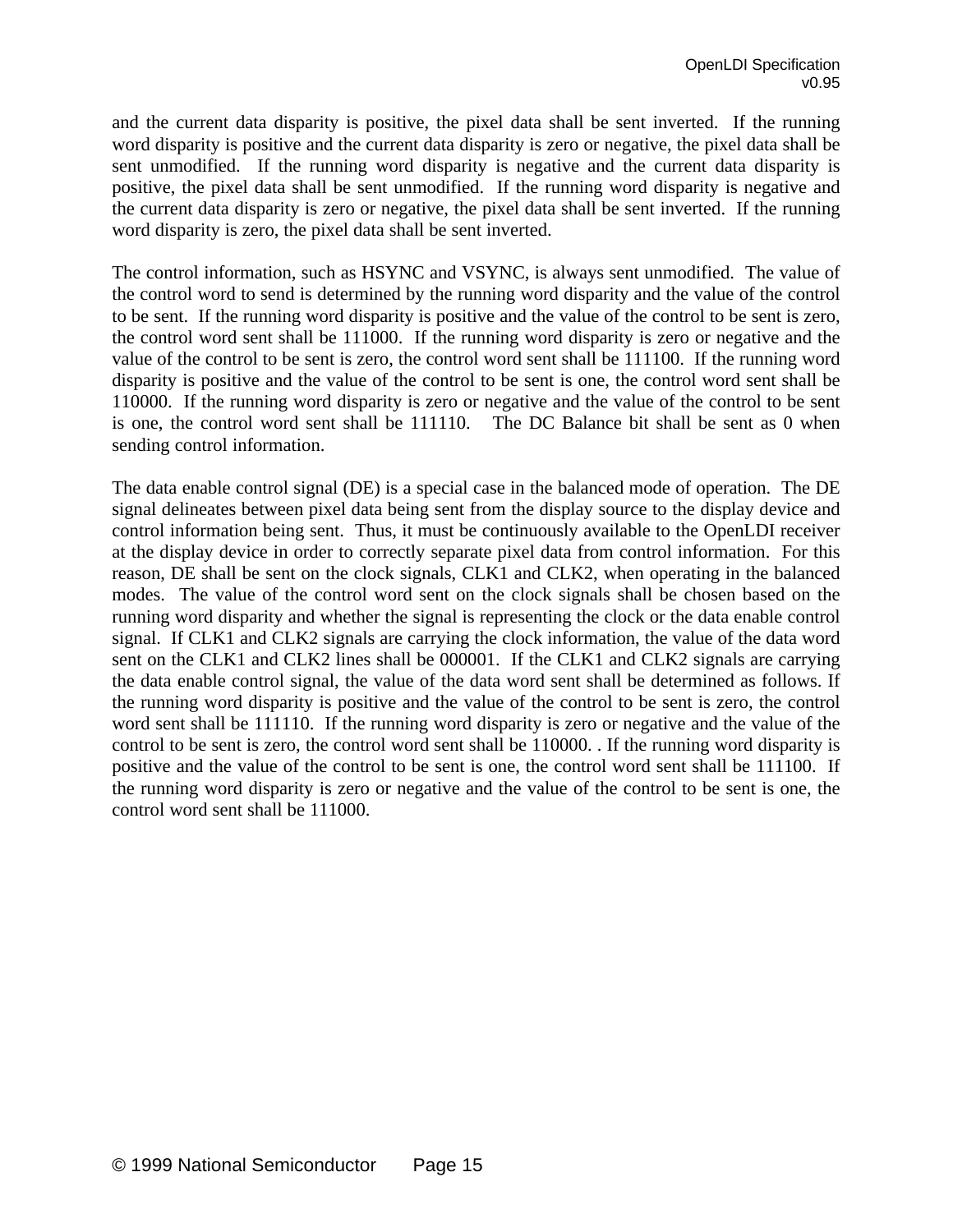and the current data disparity is positive, the pixel data shall be sent inverted. If the running word disparity is positive and the current data disparity is zero or negative, the pixel data shall be sent unmodified. If the running word disparity is negative and the current data disparity is positive, the pixel data shall be sent unmodified. If the running word disparity is negative and the current data disparity is zero or negative, the pixel data shall be sent inverted. If the running word disparity is zero, the pixel data shall be sent inverted.

The control information, such as HSYNC and VSYNC, is always sent unmodified. The value of the control word to send is determined by the running word disparity and the value of the control to be sent. If the running word disparity is positive and the value of the control to be sent is zero, the control word sent shall be 111000. If the running word disparity is zero or negative and the value of the control to be sent is zero, the control word sent shall be 111100. If the running word disparity is positive and the value of the control to be sent is one, the control word sent shall be 110000. If the running word disparity is zero or negative and the value of the control to be sent is one, the control word sent shall be 111110. The DC Balance bit shall be sent as 0 when sending control information.

The data enable control signal (DE) is a special case in the balanced mode of operation. The DE signal delineates between pixel data being sent from the display source to the display device and control information being sent. Thus, it must be continuously available to the OpenLDI receiver at the display device in order to correctly separate pixel data from control information. For this reason, DE shall be sent on the clock signals, CLK1 and CLK2, when operating in the balanced modes. The value of the control word sent on the clock signals shall be chosen based on the running word disparity and whether the signal is representing the clock or the data enable control signal. If CLK1 and CLK2 signals are carrying the clock information, the value of the data word sent on the CLK1 and CLK2 lines shall be 000001. If the CLK1 and CLK2 signals are carrying the data enable control signal, the value of the data word sent shall be determined as follows. If the running word disparity is positive and the value of the control to be sent is zero, the control word sent shall be 111110. If the running word disparity is zero or negative and the value of the control to be sent is zero, the control word sent shall be 110000. . If the running word disparity is positive and the value of the control to be sent is one, the control word sent shall be 111100. If the running word disparity is zero or negative and the value of the control to be sent is one, the control word sent shall be 111000.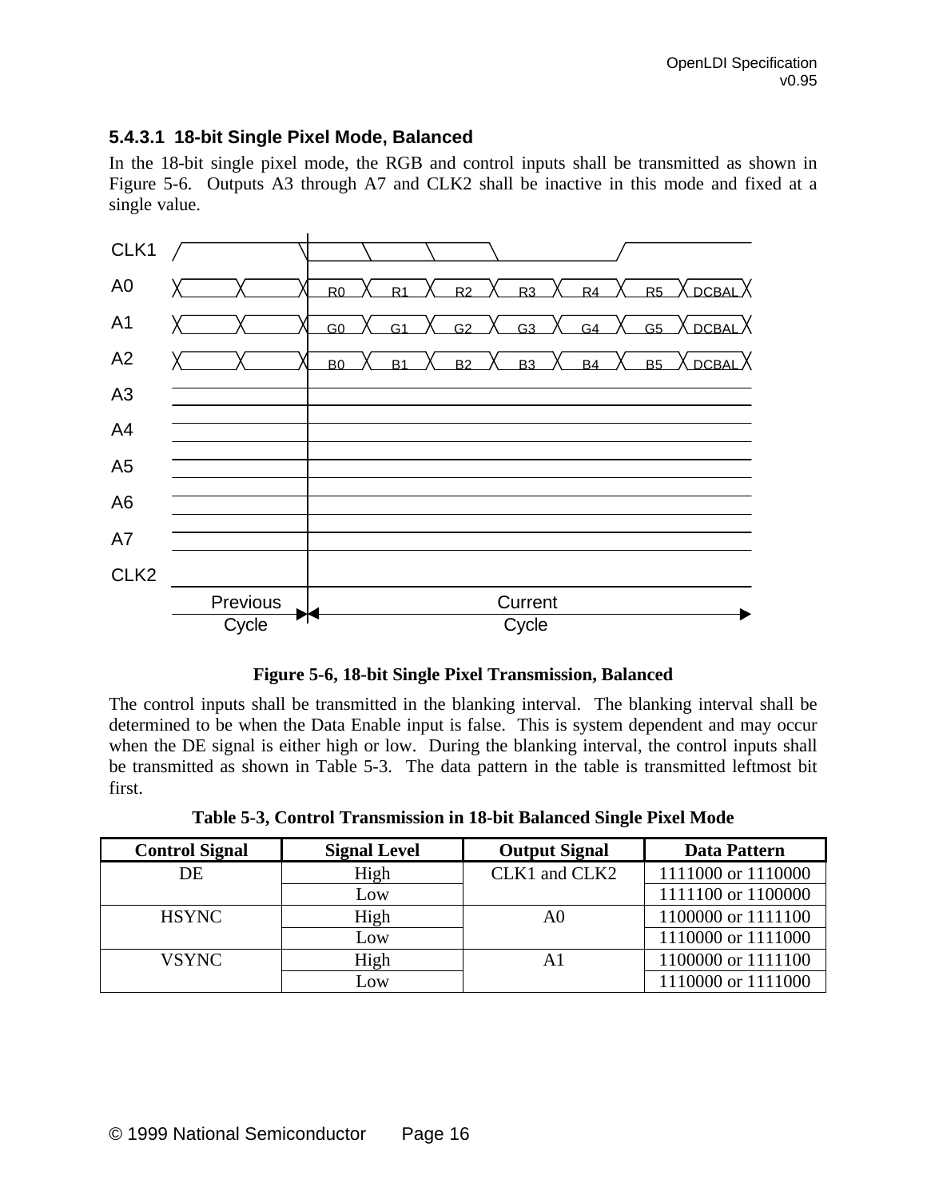### 5.4.3.1 18-bit Single Pixel Mode, Balanced

In the 18-bit single pixel mode, the RGB and control inputs shall be transmitted as shown in Figure 5-6. Outputs A3 through A7 and CLK2 shall be inactive in this mode and fixed at a single value.

**Figure 5-6, 18-bit Single Pixel Transmission, Balanced**

The control inputs shall be transmitted in the blanking interval. The blanking interval shall be determined to be when the Data Enable input is false. This is system dependent and may occur when the DE signal is either high or low. During the blanking interval, the control inputs shall be transmitted as shown in Table 5-3. The data pattern in the table is transmitted leftmost bit first.

**Table 5-3, Control Transmission in 18-bit Balanced Single Pixel Mode**

| Control Signal | Signal Level | Output Signal | Data Pattern |
|---|---|---|---|
| DE | High | CLK1 and CLK2 | 1111000 or 1110000 |
| | Low | | 1111100 or 1100000 |
| HSYNC | High | A0 | 1100000 or 1111100 |
| | Low | | 1110000 or 1111000 |
| VSYNC | High | A1 | 1100000 or 1111100 |
| | Low | | 1110000 or 1111000 |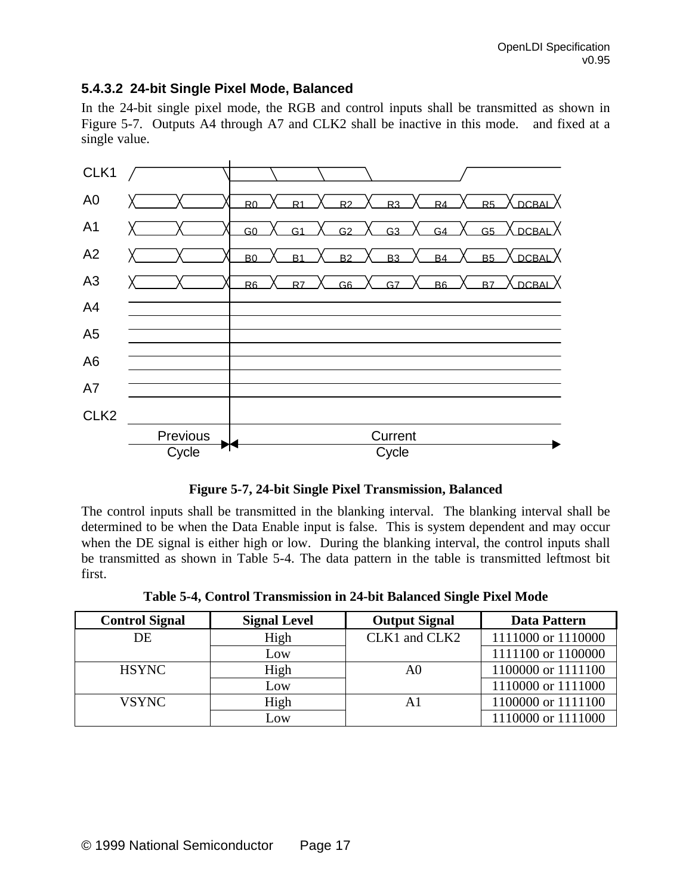### 5.4.3.2 24-bit Single Pixel Mode, Balanced

In the 24-bit single pixel mode, the RGB and control inputs shall be transmitted as shown in Figure 5-7. Outputs A4 through A7 and CLK2 shall be inactive in this mode. and fixed at a single value.

**Figure 5-7, 24-bit Single Pixel Transmission, Balanced**

The control inputs shall be transmitted in the blanking interval. The blanking interval shall be determined to be when the Data Enable input is false. This is system dependent and may occur when the DE signal is either high or low. During the blanking interval, the control inputs shall be transmitted as shown in Table 5-4. The data pattern in the table is transmitted leftmost bit first.

**Table 5-4, Control Transmission in 24-bit Balanced Single Pixel Mode**

| Control Signal | Signal Level | Output Signal | Data Pattern |
|---|---|---|---|
| DE | High | CLK1 and CLK2 | 1111000 or 1110000 |
| | Low | | 1111100 or 1100000 |
| HSYNC | High | A0 | 1100000 or 1111100 |
| | Low | | 1110000 or 1111000 |
| VSYNC | High | A1 | 1100000 or 1111100 |
| | Low | | 1110000 or 1111000 |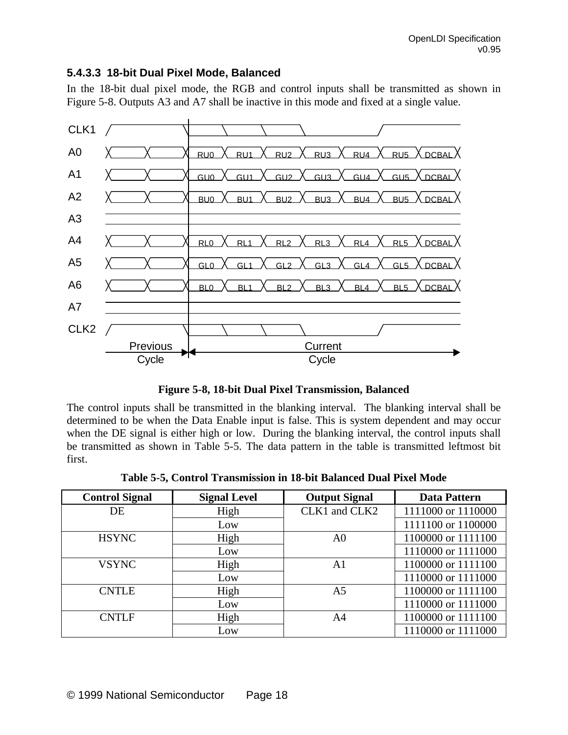### 5.4.3.3 18-bit Dual Pixel Mode, Balanced

In the 18-bit dual pixel mode, the RGB and control inputs shall be transmitted as shown in Figure 5-8. Outputs A3 and A7 shall be inactive in this mode and fixed at a single value.

Figure 5-8, 18-bit Dual Pixel Transmission, Balanced

The control inputs shall be transmitted in the blanking interval. The blanking interval shall be determined to be when the Data Enable input is false. This is system dependent and may occur when the DE signal is either high or low. During the blanking interval, the control inputs shall be transmitted as shown in Table 5-5. The data pattern in the table is transmitted leftmost bit first.

**Table 5-5, Control Transmission in 18-bit Balanced Dual Pixel Mode**

| Control Signal | Signal Level | Output Signal | Data Pattern |
|---|---|---|---|
| DE | High | CLK1 and CLK2 | 1111000 or 1110000 |
| | Low | | 1111100 or 1100000 |
| HSYNC | High | A0 | 1100000 or 1111100 |
| | Low | | 1110000 or 1111000 |
| VSYNC | High | A1 | 1100000 or 1111100 |
| | Low | | 1110000 or 1111000 |
| CNTLE | High | A5 | 1100000 or 1111100 |
| | Low | | 1110000 or 1111000 |
| CNTLF | High | A4 | 1100000 or 1111100 |
| | Low | | 1110000 or 1111000 |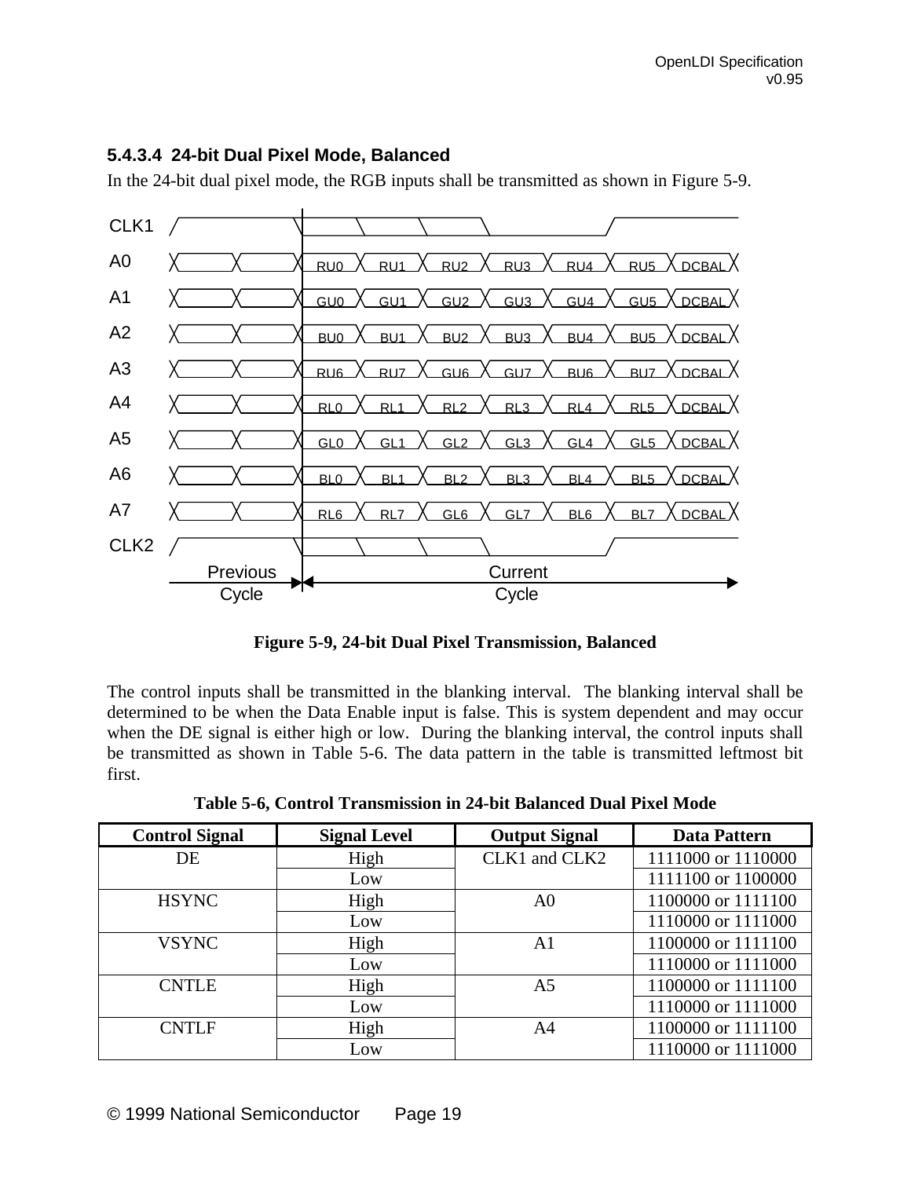### 5.4.3.4 24-bit Dual Pixel Mode, Balanced

In the 24-bit dual pixel mode, the RGB inputs shall be transmitted as shown in Figure 5-9.

| Signal | Previous Cycle | | Current Cycle | | | | | | |
|---|---|---|---|---|---|---|---|---|---|
| A0 | | | RU0 | RU1 | RU2 | RU3 | RU4 | RU5 | DCBAL |
| A1 | | | GU0 | GU1 | GU2 | GU3 | GU4 | GU5 | DCBAL |
| A2 | | | BU0 | BU1 | BU2 | BU3 | BU4 | BU5 | DCBAL |
| A3 | | | RU6 | RU7 | GU6 | GU7 | BU6 | BU7 | DCBAL |
| A4 | | | RL0 | RL1 | RL2 | RL3 | RL4 | RL5 | DCBAL |
| A5 | | | GL0 | GL1 | GL2 | GL3 | GL4 | GL5 | DCBAL |
| A6 | | | BL0 | BL1 | BL2 | BL3 | BL4 | BL5 | DCBAL |
| A7 | | | RL6 | RL7 | GL6 | GL7 | BL6 | BL7 | DCBAL |

**Figure 5-9, 24-bit Dual Pixel Transmission, Balanced**

The control inputs shall be transmitted in the blanking interval. The blanking interval shall be determined to be when the Data Enable input is false. This is system dependent and may occur when the DE signal is either high or low. During the blanking interval, the control inputs shall be transmitted as shown in Table 5-6. The data pattern in the table is transmitted leftmost bit first.

**Table 5-6, Control Transmission in 24-bit Balanced Dual Pixel Mode**

| Control Signal | Signal Level | Output Signal | Data Pattern |
|---|---|---|---|
| DE | High | CLK1 and CLK2 | 1111000 or 1110000 |
| | Low | | 1111100 or 1100000 |
| HSYNC | High | A0 | 1100000 or 1111100 |
| | Low | | 1110000 or 1111000 |
| VSYNC | High | A1 | 1100000 or 1111100 |
| | Low | | 1110000 or 1111000 |
| CNTLE | High | A5 | 1100000 or 1111100 |
| | Low | | 1110000 or 1111000 |
| CNTLF | High | A4 | 1100000 or 1111100 |
| | Low | | 1110000 or 1111000 |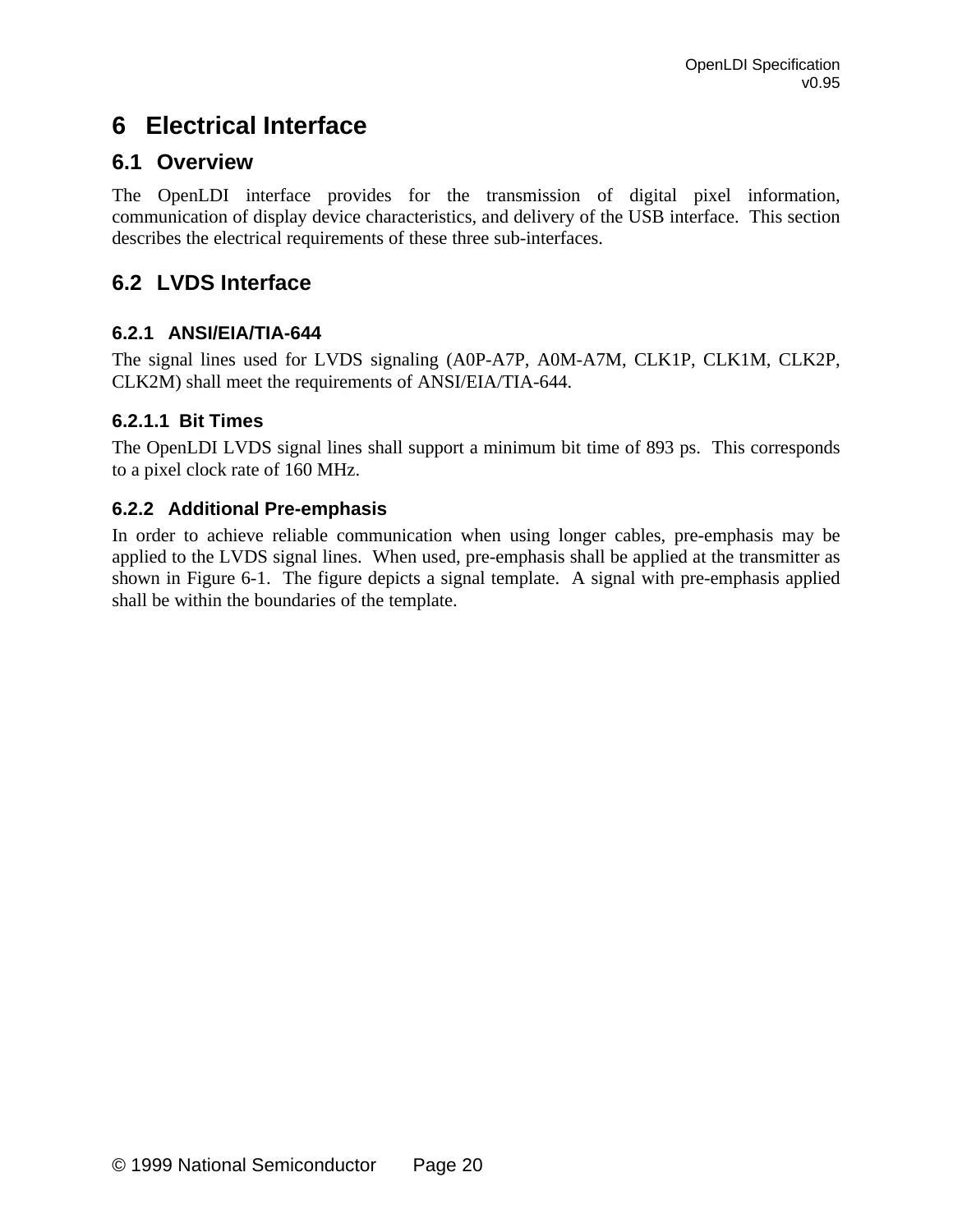# 6 Electrical Interface

## 6.1 Overview

The OpenLDI interface provides for the transmission of digital pixel information, communication of display device characteristics, and delivery of the USB interface. This section describes the electrical requirements of these three sub-interfaces.

## 6.2 LVDS Interface

### 6.2.1 ANSI/EIA/TIA-644

The signal lines used for LVDS signaling (A0P-A7P, A0M-A7M, CLK1P, CLK1M, CLK2P, CLK2M) shall meet the requirements of ANSI/EIA/TIA-644.

#### 6.2.1.1 Bit Times

The OpenLDI LVDS signal lines shall support a minimum bit time of 893 ps. This corresponds to a pixel clock rate of 160 MHz.

### 6.2.2 Additional Pre-emphasis

In order to achieve reliable communication when using longer cables, pre-emphasis may be applied to the LVDS signal lines. When used, pre-emphasis shall be applied at the transmitter as shown in Figure 6-1. The figure depicts a signal template. A signal with pre-emphasis applied shall be within the boundaries of the template.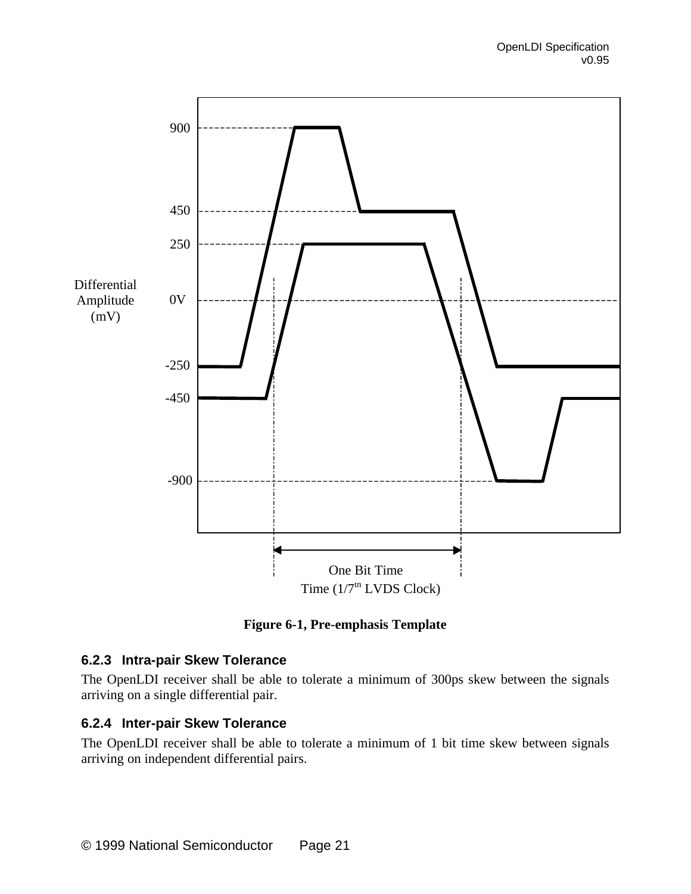900

450

250

Differential Amplitude (mV)

0V

-250

-450

-900

One Bit Time

Time (1/7th LVDS Clock)

**Figure 6-1, Pre-emphasis Template**

### 6.2.3 Intra-pair Skew Tolerance

The OpenLDI receiver shall be able to tolerate a minimum of 300ps skew between the signals arriving on a single differential pair.

### 6.2.4 Inter-pair Skew Tolerance

The OpenLDI receiver shall be able to tolerate a minimum of 1 bit time skew between signals arriving on independent differential pairs.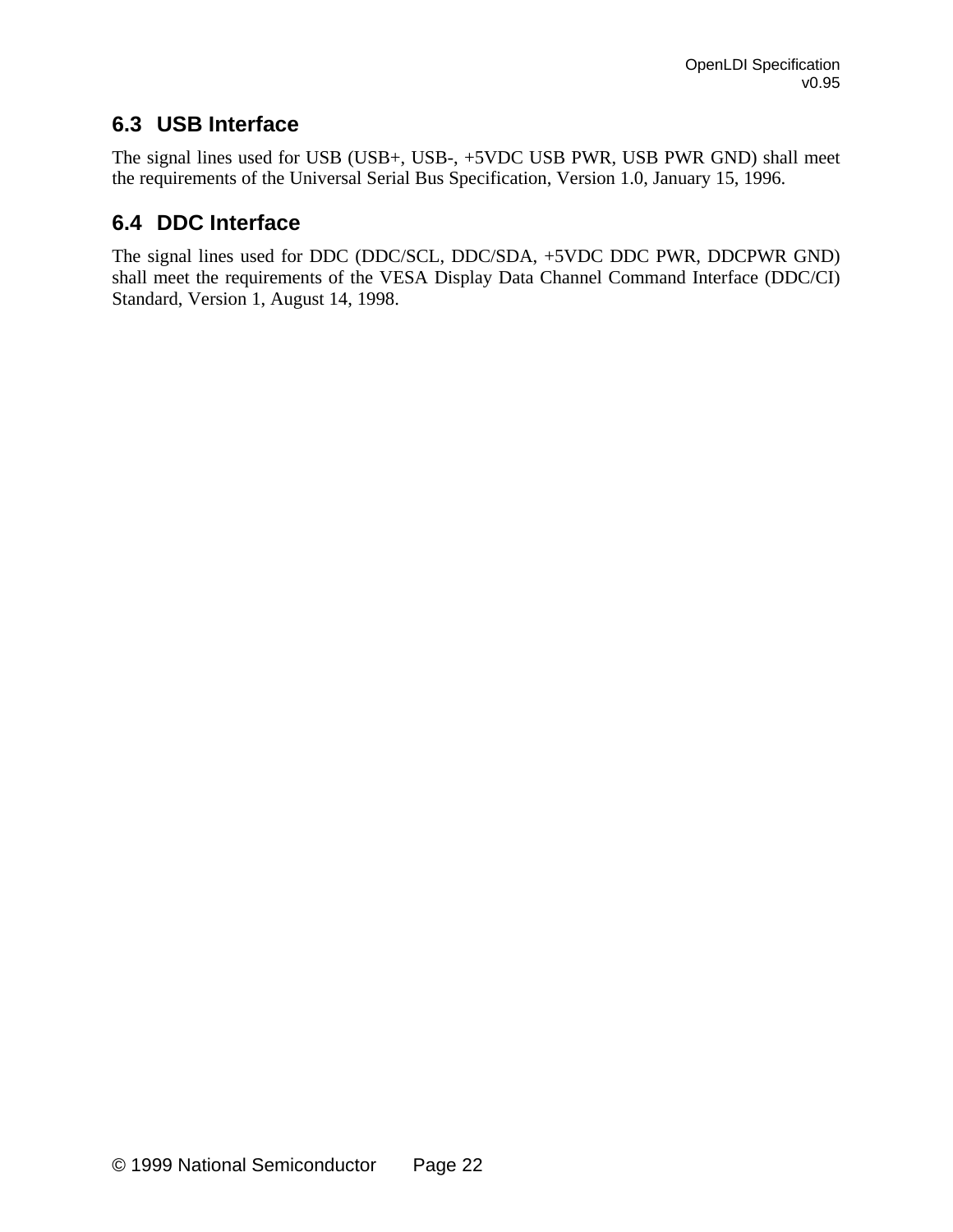### 6.3 USB Interface

The signal lines used for USB (USB+, USB-, +5VDC USB PWR, USB PWR GND) shall meet the requirements of the Universal Serial Bus Specification, Version 1.0, January 15, 1996.

### 6.4 DDC Interface

The signal lines used for DDC (DDC/SCL, DDC/SDA, +5VDC DDC PWR, DDCPWR GND) shall meet the requirements of the VESA Display Data Channel Command Interface (DDC/CI) Standard, Version 1, August 14, 1998.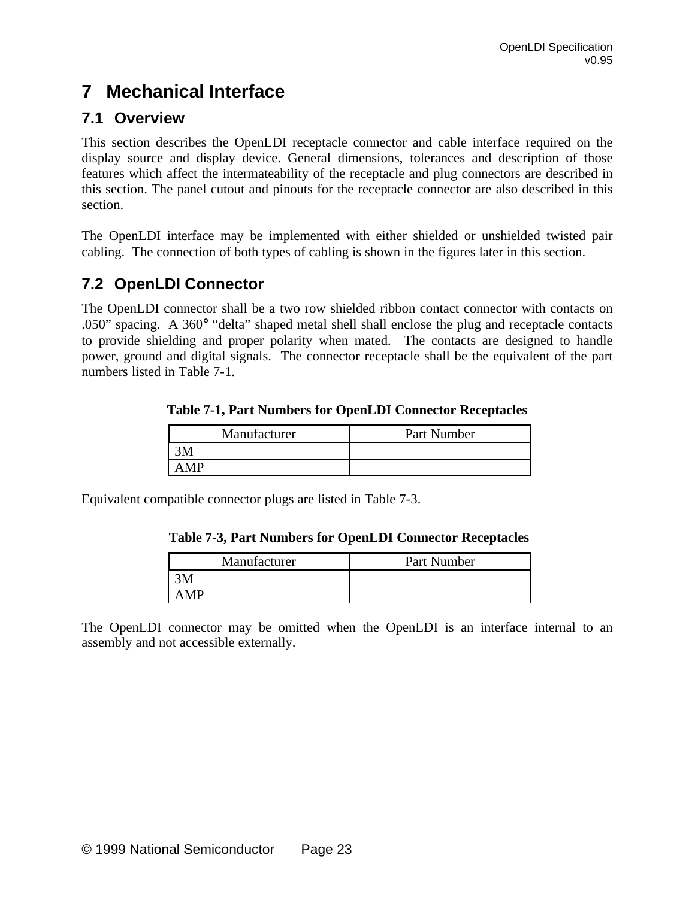# 7 Mechanical Interface

## 7.1 Overview

This section describes the OpenLDI receptacle connector and cable interface required on the display source and display device. General dimensions, tolerances and description of those features which affect the intermateability of the receptacle and plug connectors are described in this section. The panel cutout and pinouts for the receptacle connector are also described in this section.

The OpenLDI interface may be implemented with either shielded or unshielded twisted pair cabling. The connection of both types of cabling is shown in the figures later in this section.

## 7.2 OpenLDI Connector

The OpenLDI connector shall be a two row shielded ribbon contact connector with contacts on .050” spacing. A 360° “delta” shaped metal shell shall enclose the plug and receptacle contacts to provide shielding and proper polarity when mated. The contacts are designed to handle power, ground and digital signals. The connector receptacle shall be the equivalent of the part numbers listed in Table 7-1.

**Table 7-1, Part Numbers for OpenLDI Connector Receptacles**

| Manufacturer | Part Number |
|---|---|
| 3M | |
| AMP | |

Equivalent compatible connector plugs are listed in Table 7-3.

**Table 7-3, Part Numbers for OpenLDI Connector Receptacles**

| Manufacturer | Part Number |
|---|---|
| 3M | |
| AMP | |

The OpenLDI connector may be omitted when the OpenLDI is an interface internal to an assembly and not accessible externally.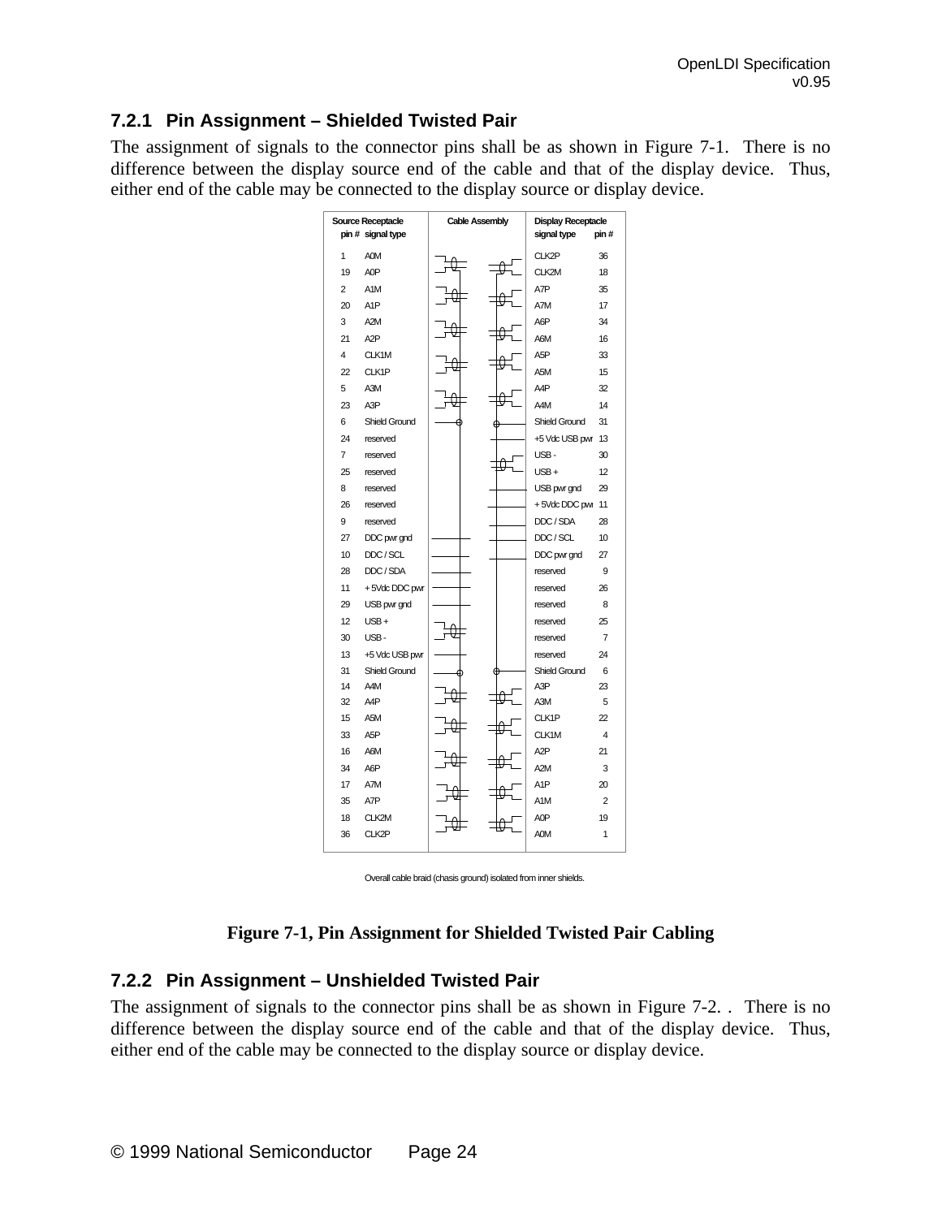### 7.2.1 Pin Assignment – Shielded Twisted Pair

The assignment of signals to the connector pins shall be as shown in Figure 7-1. There is no difference between the display source end of the cable and that of the display device. Thus, either end of the cable may be connected to the display source or display device.

| Source Receptacle pin # | signal type | Cable Assembly | Display Receptacle signal type | pin # |
|---|---|---|---|---|
| 1 | A0M | | CLK2P | 36 |
| 19 | A0P | | CLK2M | 18 |
| 2 | A1M | | A7P | 35 |
| 20 | A1P | | A7M | 17 |
| 3 | A2M | | A6P | 34 |
| 21 | A2P | | A6M | 16 |
| 4 | CLK1M | | A5P | 33 |
| 22 | CLK1P | | A5M | 15 |
| 5 | A3M | | A4P | 32 |
| 23 | A3P | | A4M | 14 |
| 6 | Shield Ground | | Shield Ground | 31 |
| 24 | reserved | | +5 Vdc USB pwr | 13 |
| 7 | reserved | | USB - | 30 |
| 25 | reserved | | USB + | 12 |
| 8 | reserved | | USB pwr gnd | 29 |
| 26 | reserved | | + 5Vdc DDC pwr | 11 |
| 9 | reserved | | DDC / SDA | 28 |
| 27 | DDC pwr gnd | | DDC / SCL | 10 |
| 10 | DDC / SCL | | DDC pwr gnd | 27 |
| 28 | DDC / SDA | | reserved | 9 |
| 11 | + 5Vdc DDC pwr | | reserved | 26 |
| 29 | USB pwr gnd | | reserved | 8 |
| 12 | USB + | | reserved | 25 |
| 30 | USB - | | reserved | 7 |
| 13 | +5 Vdc USB pwr | | reserved | 24 |
| 31 | Shield Ground | | Shield Ground | 6 |
| 14 | A4M | | A3P | 23 |
| 32 | A4P | | A3M | 5 |
| 15 | A5M | | CLK1P | 22 |
| 33 | A5P | | CLK1M | 4 |
| 16 | A6M | | A2P | 21 |
| 34 | A6P | | A2M | 3 |
| 17 | A7M | | A1P | 20 |
| 35 | A7P | | A1M | 2 |
| 18 | CLK2M | | A0P | 19 |
| 36 | CLK2P | | A0M | 1 |

Overall cable braid (chasis ground) isolated from inner shields.

**Figure 7-1, Pin Assignment for Shielded Twisted Pair Cabling**

### 7.2.2 Pin Assignment – Unshielded Twisted Pair

The assignment of signals to the connector pins shall be as shown in Figure 7-2. . There is no difference between the display source end of the cable and that of the display device. Thus, either end of the cable may be connected to the display source or display device.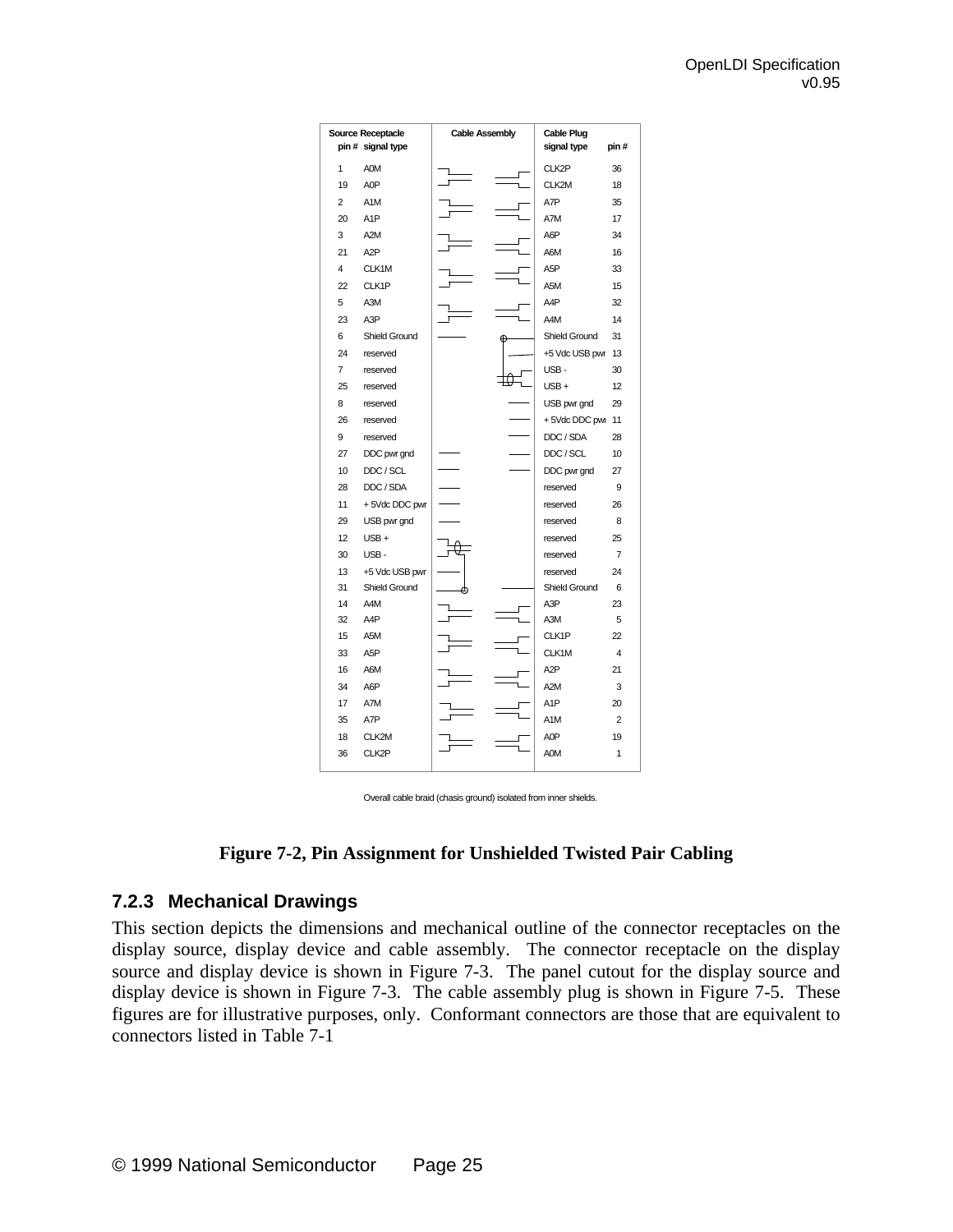| Source Receptacle pin # | signal type | Cable Assembly | Cable Plug signal type | pin # |
|---|---|---|---|---|
| 1 | A0M | | CLK2P | 36 |
| 19 | A0P | | CLK2M | 18 |
| 2 | A1M | | A7P | 35 |
| 20 | A1P | | A7M | 17 |
| 3 | A2M | | A6P | 34 |
| 21 | A2P | | A6M | 16 |
| 4 | CLK1M | | A5P | 33 |
| 22 | CLK1P | | A5M | 15 |
| 5 | A3M | | A4P | 32 |
| 23 | A3P | | A4M | 14 |
| 6 | Shield Ground | | Shield Ground | 31 |
| 24 | reserved | | +5 Vdc USB pwr | 13 |
| 7 | reserved | | USB - | 30 |
| 25 | reserved | | USB + | 12 |
| 8 | reserved | | USB pwr gnd | 29 |
| 26 | reserved | | + 5Vdc DDC pwr | 11 |
| 9 | reserved | | DDC / SDA | 28 |
| 27 | DDC pwr gnd | | DDC / SCL | 10 |
| 10 | DDC / SCL | | DDC pwr gnd | 27 |
| 28 | DDC / SDA | | reserved | 9 |
| 11 | + 5Vdc DDC pwr | | reserved | 26 |
| 29 | USB pwr gnd | | reserved | 8 |
| 12 | USB + | | reserved | 25 |
| 30 | USB - | | reserved | 7 |
| 13 | +5 Vdc USB pwr | | reserved | 24 |
| 31 | Shield Ground | | Shield Ground | 6 |
| 14 | A4M | | A3P | 23 |
| 32 | A4P | | A3M | 5 |
| 15 | A5M | | CLK1P | 22 |
| 33 | A5P | | CLK1M | 4 |
| 16 | A6M | | A2P | 21 |
| 34 | A6P | | A2M | 3 |
| 17 | A7M | | A1P | 20 |
| 35 | A7P | | A1M | 2 |
| 18 | CLK2M | | A0P | 19 |
| 36 | CLK2P | | A0M | 1 |

Overall cable braid (chasis ground) isolated from inner shields.

**Figure 7-2, Pin Assignment for Unshielded Twisted Pair Cabling**

### 7.2.3 Mechanical Drawings

This section depicts the dimensions and mechanical outline of the connector receptacles on the display source, display device and cable assembly. The connector receptacle on the display source and display device is shown in Figure 7-3. The panel cutout for the display source and display device is shown in Figure 7-3. The cable assembly plug is shown in Figure 7-5. These figures are for illustrative purposes, only. Conformant connectors are those that are equivalent to connectors listed in Table 7-1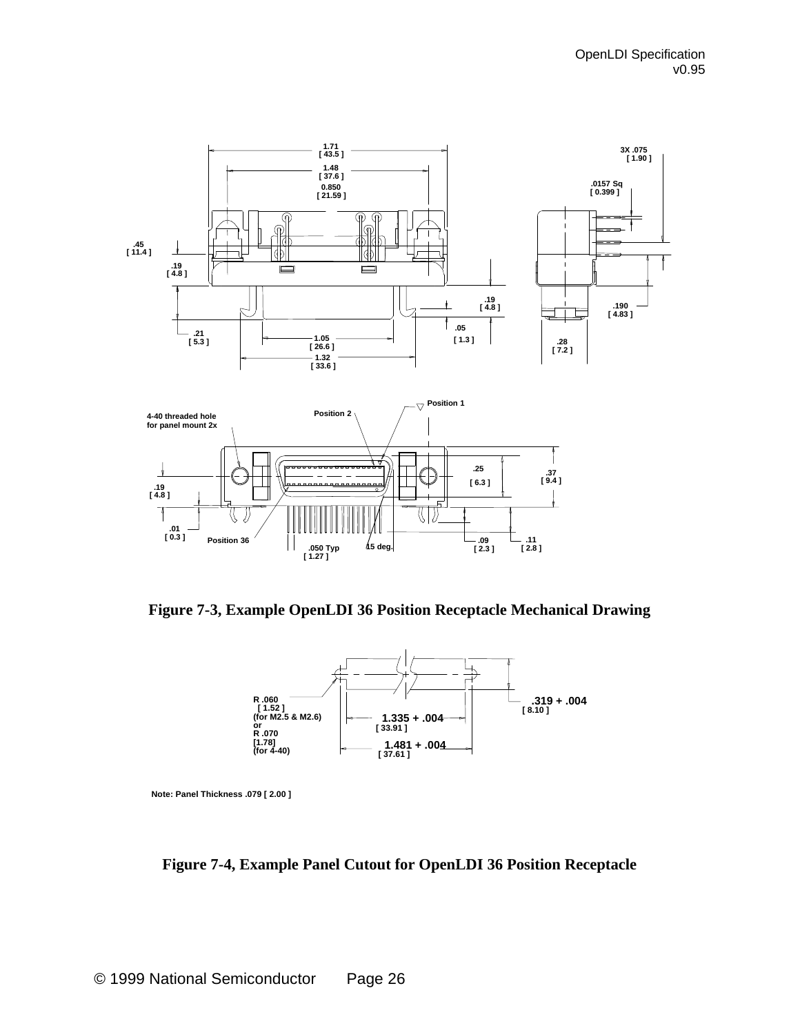Figure 7-3, Example OpenLDI 36 Position Receptacle Mechanical Drawing

Figure 7-4, Example Panel Cutout for OpenLDI 36 Position Receptacle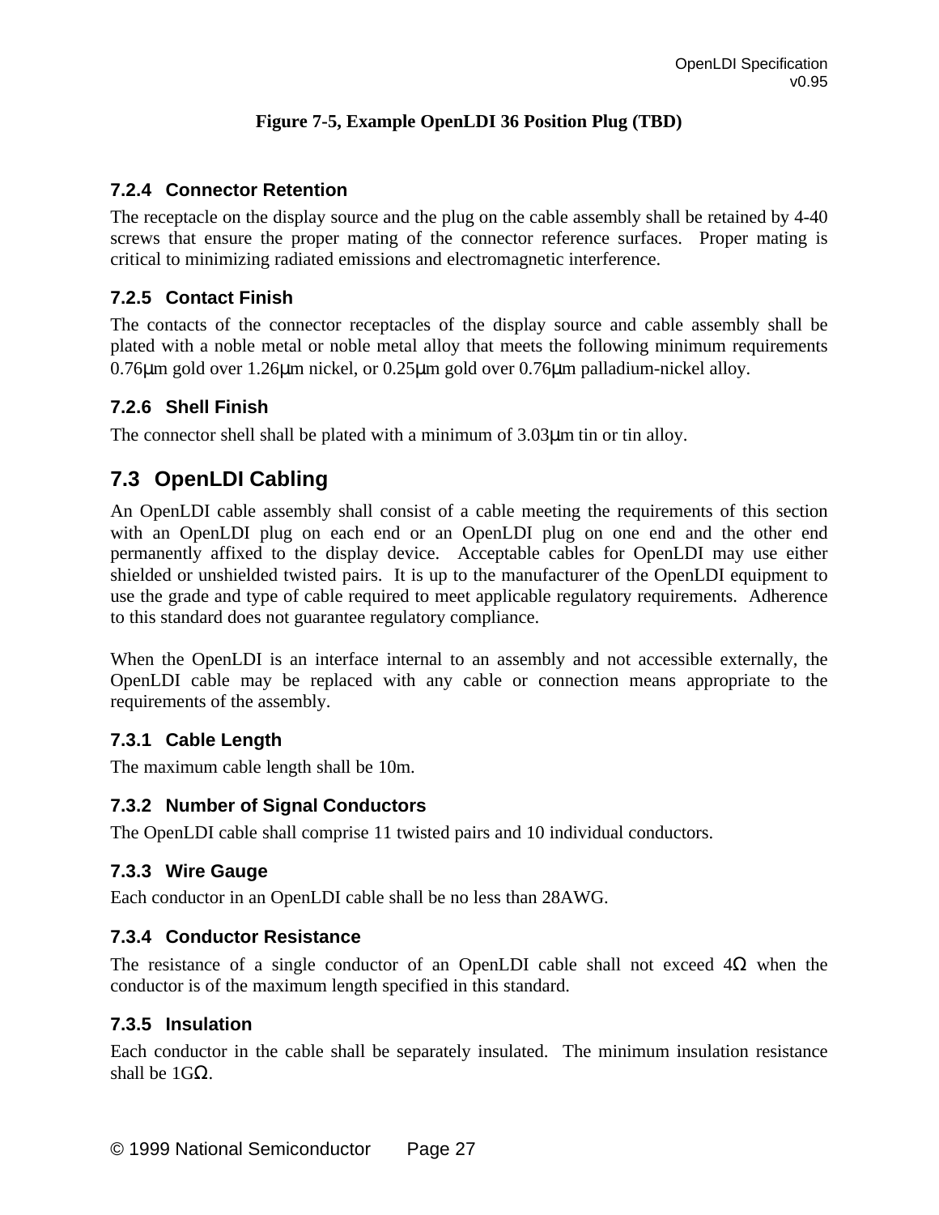**Figure 7-5, Example OpenLDI 36 Position Plug (TBD)**

#### 7.2.4 Connector Retention

The receptacle on the display source and the plug on the cable assembly shall be retained by 4-40 screws that ensure the proper mating of the connector reference surfaces. Proper mating is critical to minimizing radiated emissions and electromagnetic interference.

#### 7.2.5 Contact Finish

The contacts of the connector receptacles of the display source and cable assembly shall be plated with a noble metal or noble metal alloy that meets the following minimum requirements 0.76μm gold over 1.26μm nickel, or 0.25μm gold over 0.76μm palladium-nickel alloy.

#### 7.2.6 Shell Finish

The connector shell shall be plated with a minimum of 3.03μm tin or tin alloy.

### 7.3 OpenLDI Cabling

An OpenLDI cable assembly shall consist of a cable meeting the requirements of this section with an OpenLDI plug on each end or an OpenLDI plug on one end and the other end permanently affixed to the display device. Acceptable cables for OpenLDI may use either shielded or unshielded twisted pairs. It is up to the manufacturer of the OpenLDI equipment to use the grade and type of cable required to meet applicable regulatory requirements. Adherence to this standard does not guarantee regulatory compliance.

When the OpenLDI is an interface internal to an assembly and not accessible externally, the OpenLDI cable may be replaced with any cable or connection means appropriate to the requirements of the assembly.

#### 7.3.1 Cable Length

The maximum cable length shall be 10m.

#### 7.3.2 Number of Signal Conductors

The OpenLDI cable shall comprise 11 twisted pairs and 10 individual conductors.

#### 7.3.3 Wire Gauge

Each conductor in an OpenLDI cable shall be no less than 28AWG.

#### 7.3.4 Conductor Resistance

The resistance of a single conductor of an OpenLDI cable shall not exceed 4Ω when the conductor is of the maximum length specified in this standard.

#### 7.3.5 Insulation

Each conductor in the cable shall be separately insulated. The minimum insulation resistance shall be 1GΩ.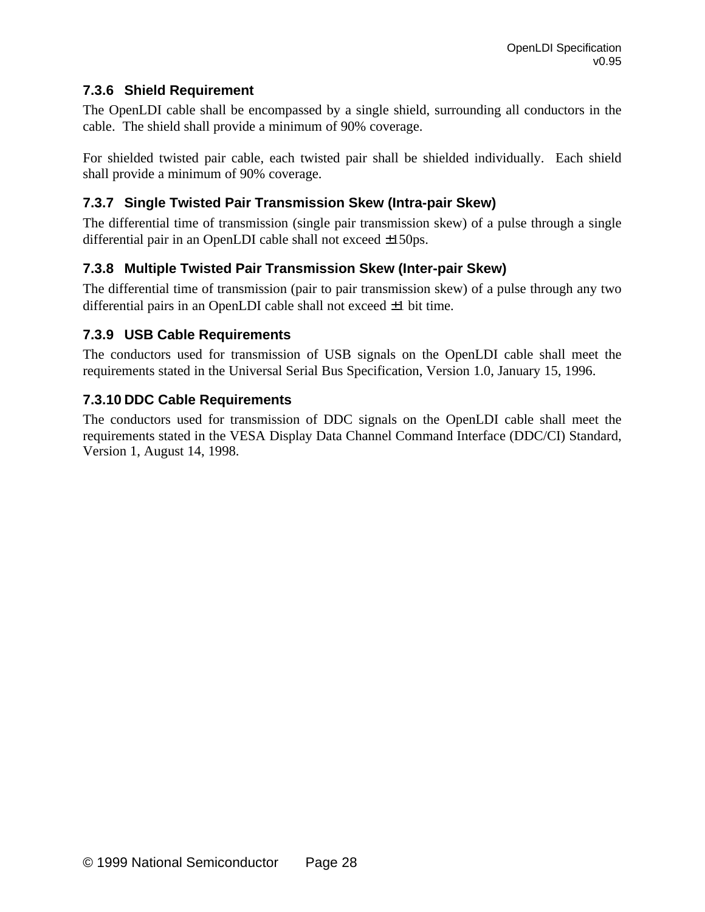### 7.3.6 Shield Requirement

The OpenLDI cable shall be encompassed by a single shield, surrounding all conductors in the cable. The shield shall provide a minimum of 90% coverage.

For shielded twisted pair cable, each twisted pair shall be shielded individually. Each shield shall provide a minimum of 90% coverage.

### 7.3.7 Single Twisted Pair Transmission Skew (Intra-pair Skew)

The differential time of transmission (single pair transmission skew) of a pulse through a single differential pair in an OpenLDI cable shall not exceed ±150ps.

### 7.3.8 Multiple Twisted Pair Transmission Skew (Inter-pair Skew)

The differential time of transmission (pair to pair transmission skew) of a pulse through any two differential pairs in an OpenLDI cable shall not exceed ±1 bit time.

### 7.3.9 USB Cable Requirements

The conductors used for transmission of USB signals on the OpenLDI cable shall meet the requirements stated in the Universal Serial Bus Specification, Version 1.0, January 15, 1996.

### 7.3.10 DDC Cable Requirements

The conductors used for transmission of DDC signals on the OpenLDI cable shall meet the requirements stated in the VESA Display Data Channel Command Interface (DDC/CI) Standard, Version 1, August 14, 1998.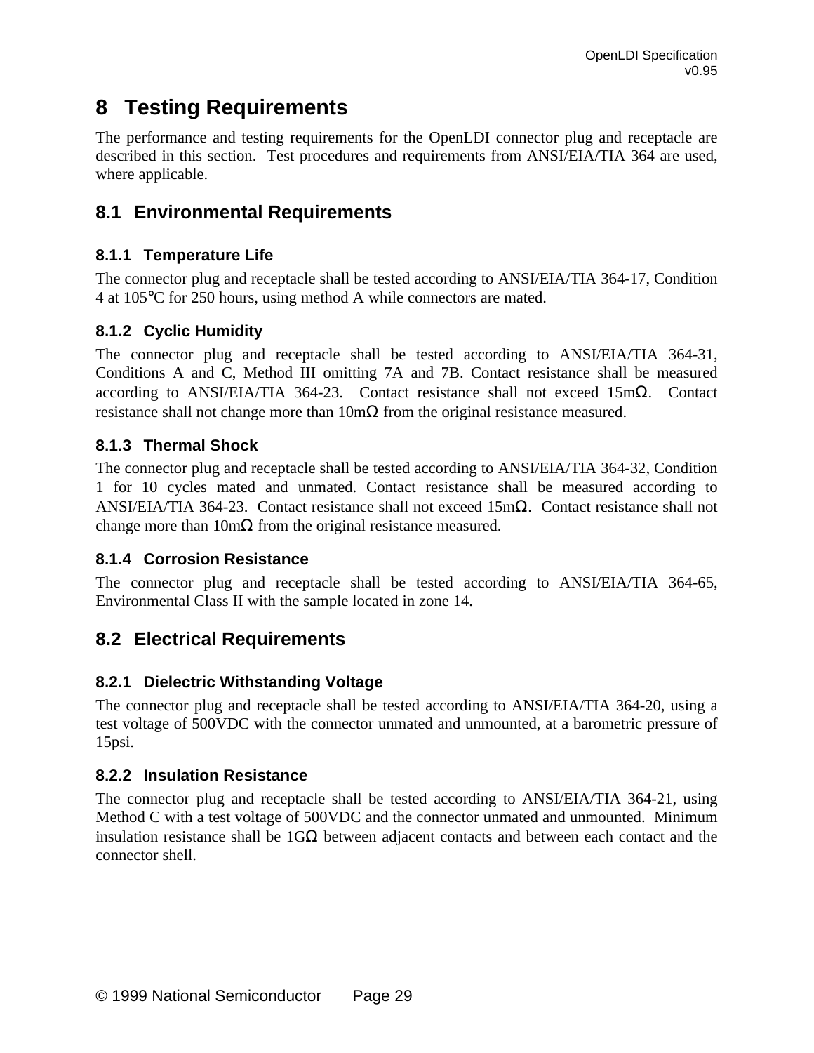# 8 Testing Requirements

The performance and testing requirements for the OpenLDI connector plug and receptacle are described in this section. Test procedures and requirements from ANSI/EIA/TIA 364 are used, where applicable.

## 8.1 Environmental Requirements

### 8.1.1 Temperature Life

The connector plug and receptacle shall be tested according to ANSI/EIA/TIA 364-17, Condition 4 at 105°C for 250 hours, using method A while connectors are mated.

### 8.1.2 Cyclic Humidity

The connector plug and receptacle shall be tested according to ANSI/EIA/TIA 364-31, Conditions A and C, Method III omitting 7A and 7B. Contact resistance shall be measured according to ANSI/EIA/TIA 364-23. Contact resistance shall not exceed 15mΩ. Contact resistance shall not change more than 10mΩ from the original resistance measured.

### 8.1.3 Thermal Shock

The connector plug and receptacle shall be tested according to ANSI/EIA/TIA 364-32, Condition 1 for 10 cycles mated and unmated. Contact resistance shall be measured according to ANSI/EIA/TIA 364-23. Contact resistance shall not exceed 15mΩ. Contact resistance shall not change more than 10mΩ from the original resistance measured.

### 8.1.4 Corrosion Resistance

The connector plug and receptacle shall be tested according to ANSI/EIA/TIA 364-65, Environmental Class II with the sample located in zone 14.

## 8.2 Electrical Requirements

### 8.2.1 Dielectric Withstanding Voltage

The connector plug and receptacle shall be tested according to ANSI/EIA/TIA 364-20, using a test voltage of 500VDC with the connector unmated and unmounted, at a barometric pressure of 15psi.

### 8.2.2 Insulation Resistance

The connector plug and receptacle shall be tested according to ANSI/EIA/TIA 364-21, using Method C with a test voltage of 500VDC and the connector unmated and unmounted. Minimum insulation resistance shall be 1GΩ between adjacent contacts and between each contact and the connector shell.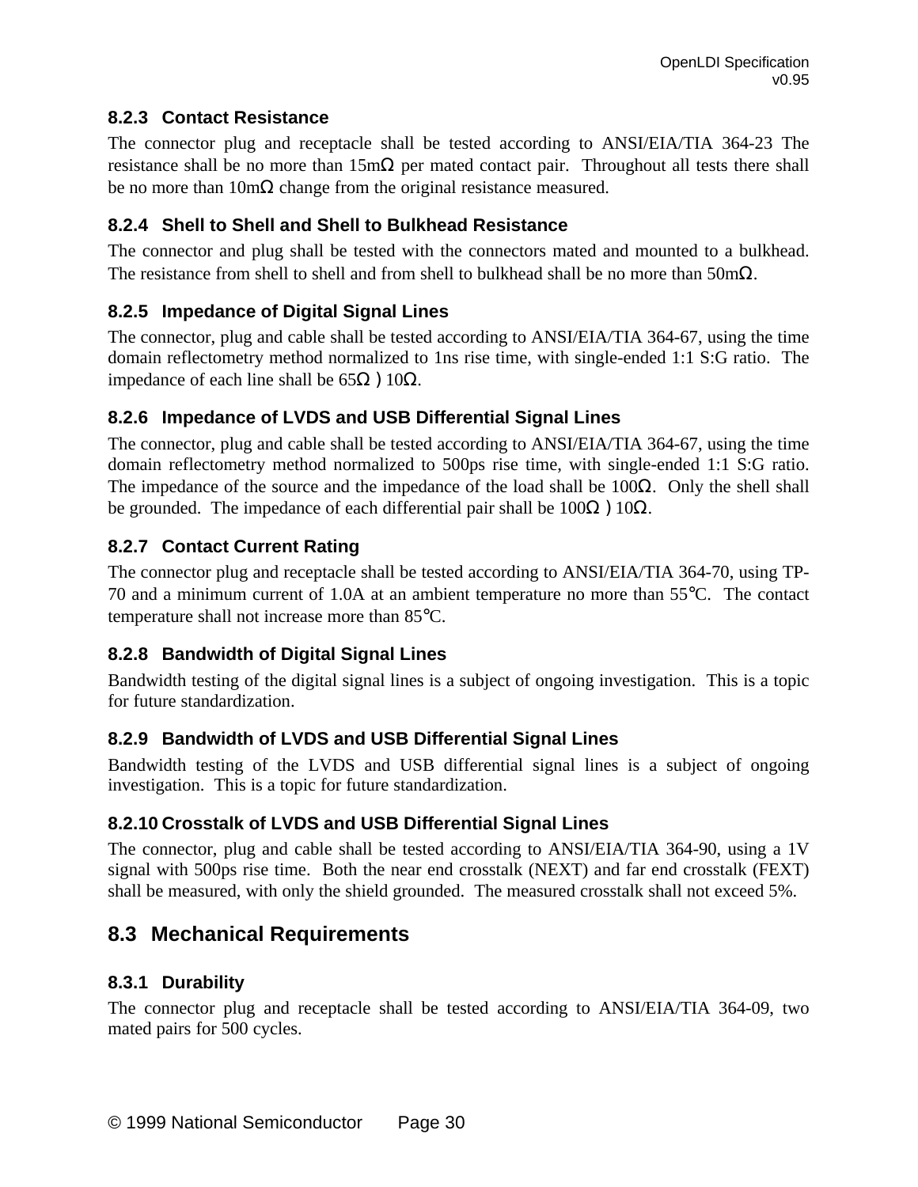### 8.2.3 Contact Resistance

The connector plug and receptacle shall be tested according to ANSI/EIA/TIA 364-23 The resistance shall be no more than 15mΩ per mated contact pair. Throughout all tests there shall be no more than 10mΩ change from the original resistance measured.

### 8.2.4 Shell to Shell and Shell to Bulkhead Resistance

The connector and plug shall be tested with the connectors mated and mounted to a bulkhead. The resistance from shell to shell and from shell to bulkhead shall be no more than 50mΩ.

### 8.2.5 Impedance of Digital Signal Lines

The connector, plug and cable shall be tested according to ANSI/EIA/TIA 364-67, using the time domain reflectometry method normalized to 1ns rise time, with single-ended 1:1 S:G ratio. The impedance of each line shall be 65Ω ) 10Ω.

### 8.2.6 Impedance of LVDS and USB Differential Signal Lines

The connector, plug and cable shall be tested according to ANSI/EIA/TIA 364-67, using the time domain reflectometry method normalized to 500ps rise time, with single-ended 1:1 S:G ratio. The impedance of the source and the impedance of the load shall be 100Ω. Only the shell shall be grounded. The impedance of each differential pair shall be 100Ω ) 10Ω.

### 8.2.7 Contact Current Rating

The connector plug and receptacle shall be tested according to ANSI/EIA/TIA 364-70, using TP-70 and a minimum current of 1.0A at an ambient temperature no more than 55°C. The contact temperature shall not increase more than 85°C.

### 8.2.8 Bandwidth of Digital Signal Lines

Bandwidth testing of the digital signal lines is a subject of ongoing investigation. This is a topic for future standardization.

### 8.2.9 Bandwidth of LVDS and USB Differential Signal Lines

Bandwidth testing of the LVDS and USB differential signal lines is a subject of ongoing investigation. This is a topic for future standardization.

### 8.2.10 Crosstalk of LVDS and USB Differential Signal Lines

The connector, plug and cable shall be tested according to ANSI/EIA/TIA 364-90, using a 1V signal with 500ps rise time. Both the near end crosstalk (NEXT) and far end crosstalk (FEXT) shall be measured, with only the shield grounded. The measured crosstalk shall not exceed 5%.

## 8.3 Mechanical Requirements

### 8.3.1 Durability

The connector plug and receptacle shall be tested according to ANSI/EIA/TIA 364-09, two mated pairs for 500 cycles.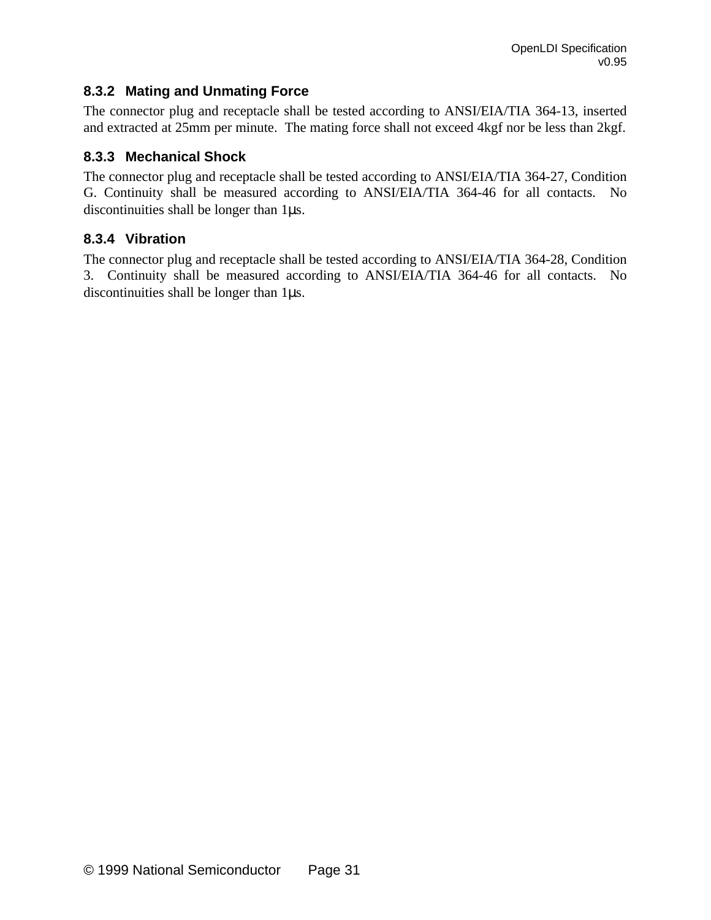### 8.3.2 Mating and Unmating Force

The connector plug and receptacle shall be tested according to ANSI/EIA/TIA 364-13, inserted and extracted at 25mm per minute. The mating force shall not exceed 4kgf nor be less than 2kgf.

### 8.3.3 Mechanical Shock

The connector plug and receptacle shall be tested according to ANSI/EIA/TIA 364-27, Condition G. Continuity shall be measured according to ANSI/EIA/TIA 364-46 for all contacts. No discontinuities shall be longer than 1μs.

### 8.3.4 Vibration

The connector plug and receptacle shall be tested according to ANSI/EIA/TIA 364-28, Condition 3. Continuity shall be measured according to ANSI/EIA/TIA 364-46 for all contacts. No discontinuities shall be longer than 1μs.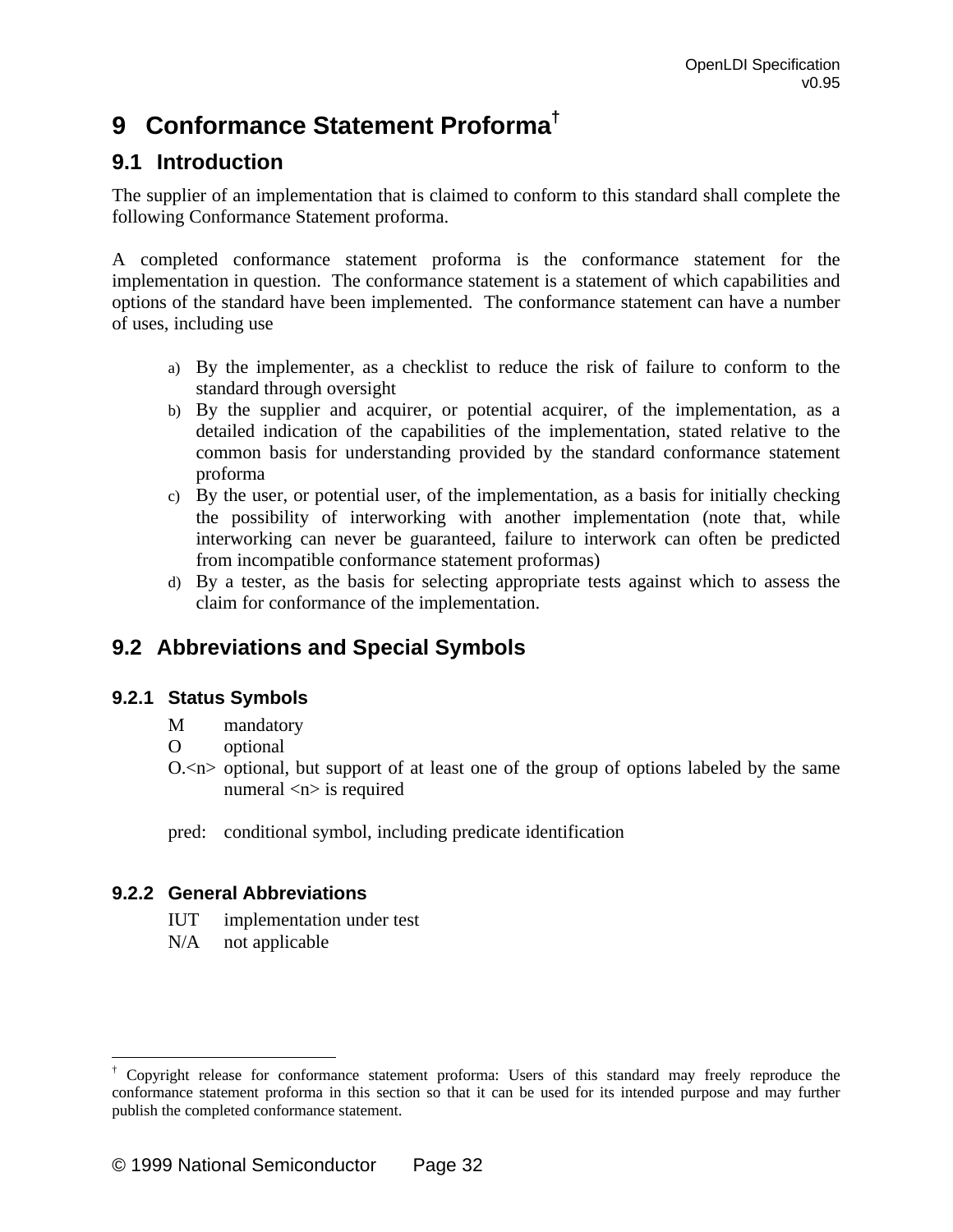# 9 Conformance Statement Proforma[†]

## 9.1 Introduction

The supplier of an implementation that is claimed to conform to this standard shall complete the following Conformance Statement proforma.

A completed conformance statement proforma is the conformance statement for the implementation in question. The conformance statement is a statement of which capabilities and options of the standard have been implemented. The conformance statement can have a number of uses, including use

a) By the implementer, as a checklist to reduce the risk of failure to conform to the standard through oversight
b) By the supplier and acquirer, or potential acquirer, of the implementation, as a detailed indication of the capabilities of the implementation, stated relative to the common basis for understanding provided by the standard conformance statement proforma
c) By the user, or potential user, of the implementation, as a basis for initially checking the possibility of interworking with another implementation (note that, while interworking can never be guaranteed, failure to interwork can often be predicted from incompatible conformance statement proformas)
d) By a tester, as the basis for selecting appropriate tests against which to assess the claim for conformance of the implementation.

## 9.2 Abbreviations and Special Symbols

### 9.2.1 Status Symbols

M mandatory
O optional
O.<n> optional, but support of at least one of the group of options labeled by the same numeral <n> is required

pred: conditional symbol, including predicate identification

### 9.2.2 General Abbreviations

IUT implementation under test
N/A not applicable

---

[†] Copyright release for conformance statement proforma: Users of this standard may freely reproduce the conformance statement proforma in this section so that it can be used for its intended purpose and may further publish the completed conformance statement.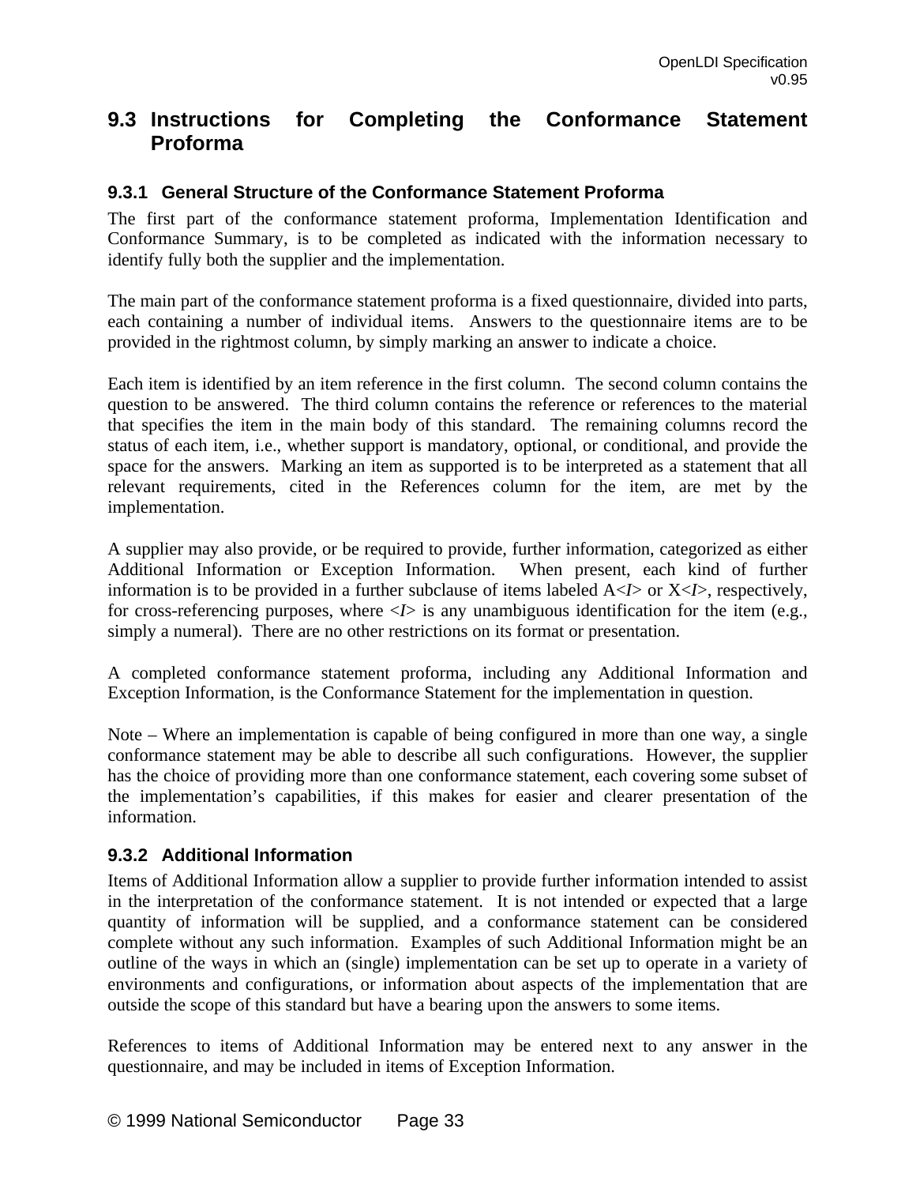## 9.3 Instructions for Completing the Conformance Statement Proforma

### 9.3.1 General Structure of the Conformance Statement Proforma

The first part of the conformance statement proforma, Implementation Identification and Conformance Summary, is to be completed as indicated with the information necessary to identify fully both the supplier and the implementation.

The main part of the conformance statement proforma is a fixed questionnaire, divided into parts, each containing a number of individual items. Answers to the questionnaire items are to be provided in the rightmost column, by simply marking an answer to indicate a choice.

Each item is identified by an item reference in the first column. The second column contains the question to be answered. The third column contains the reference or references to the material that specifies the item in the main body of this standard. The remaining columns record the status of each item, i.e., whether support is mandatory, optional, or conditional, and provide the space for the answers. Marking an item as supported is to be interpreted as a statement that all relevant requirements, cited in the References column for the item, are met by the implementation.

A supplier may also provide, or be required to provide, further information, categorized as either Additional Information or Exception Information. When present, each kind of further information is to be provided in a further subclause of items labeled A<*I*> or X<*I*>, respectively, for cross-referencing purposes, where <*I*> is any unambiguous identification for the item (e.g., simply a numeral). There are no other restrictions on its format or presentation.

A completed conformance statement proforma, including any Additional Information and Exception Information, is the Conformance Statement for the implementation in question.

Note – Where an implementation is capable of being configured in more than one way, a single conformance statement may be able to describe all such configurations. However, the supplier has the choice of providing more than one conformance statement, each covering some subset of the implementation's capabilities, if this makes for easier and clearer presentation of the information.

### 9.3.2 Additional Information

Items of Additional Information allow a supplier to provide further information intended to assist in the interpretation of the conformance statement. It is not intended or expected that a large quantity of information will be supplied, and a conformance statement can be considered complete without any such information. Examples of such Additional Information might be an outline of the ways in which an (single) implementation can be set up to operate in a variety of environments and configurations, or information about aspects of the implementation that are outside the scope of this standard but have a bearing upon the answers to some items.

References to items of Additional Information may be entered next to any answer in the questionnaire, and may be included in items of Exception Information.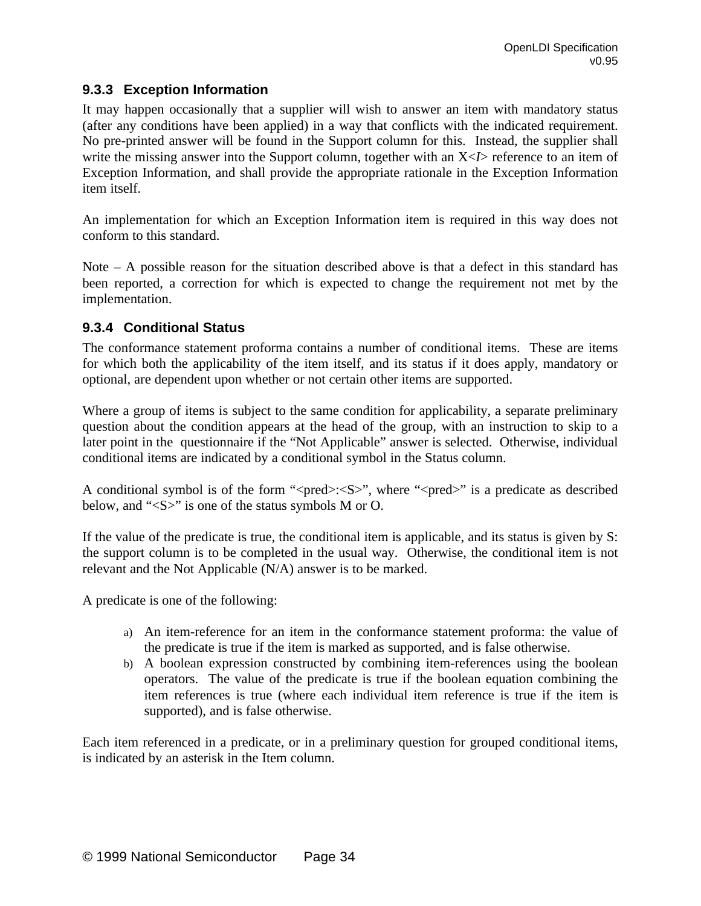### 9.3.3 Exception Information

It may happen occasionally that a supplier will wish to answer an item with mandatory status (after any conditions have been applied) in a way that conflicts with the indicated requirement. No pre-printed answer will be found in the Support column for this. Instead, the supplier shall write the missing answer into the Support column, together with an X<*I*> reference to an item of Exception Information, and shall provide the appropriate rationale in the Exception Information item itself.

An implementation for which an Exception Information item is required in this way does not conform to this standard.

Note – A possible reason for the situation described above is that a defect in this standard has been reported, a correction for which is expected to change the requirement not met by the implementation.

### 9.3.4 Conditional Status

The conformance statement proforma contains a number of conditional items. These are items for which both the applicability of the item itself, and its status if it does apply, mandatory or optional, are dependent upon whether or not certain other items are supported.

Where a group of items is subject to the same condition for applicability, a separate preliminary question about the condition appears at the head of the group, with an instruction to skip to a later point in the questionnaire if the "Not Applicable" answer is selected. Otherwise, individual conditional items are indicated by a conditional symbol in the Status column.

A conditional symbol is of the form "<pred>:<S>", where "<pred>" is a predicate as described below, and "<S>" is one of the status symbols M or O.

If the value of the predicate is true, the conditional item is applicable, and its status is given by S: the support column is to be completed in the usual way. Otherwise, the conditional item is not relevant and the Not Applicable (N/A) answer is to be marked.

A predicate is one of the following:

a) An item-reference for an item in the conformance statement proforma: the value of the predicate is true if the item is marked as supported, and is false otherwise.
b) A boolean expression constructed by combining item-references using the boolean operators. The value of the predicate is true if the boolean equation combining the item references is true (where each individual item reference is true if the item is supported), and is false otherwise.

Each item referenced in a predicate, or in a preliminary question for grouped conditional items, is indicated by an asterisk in the Item column.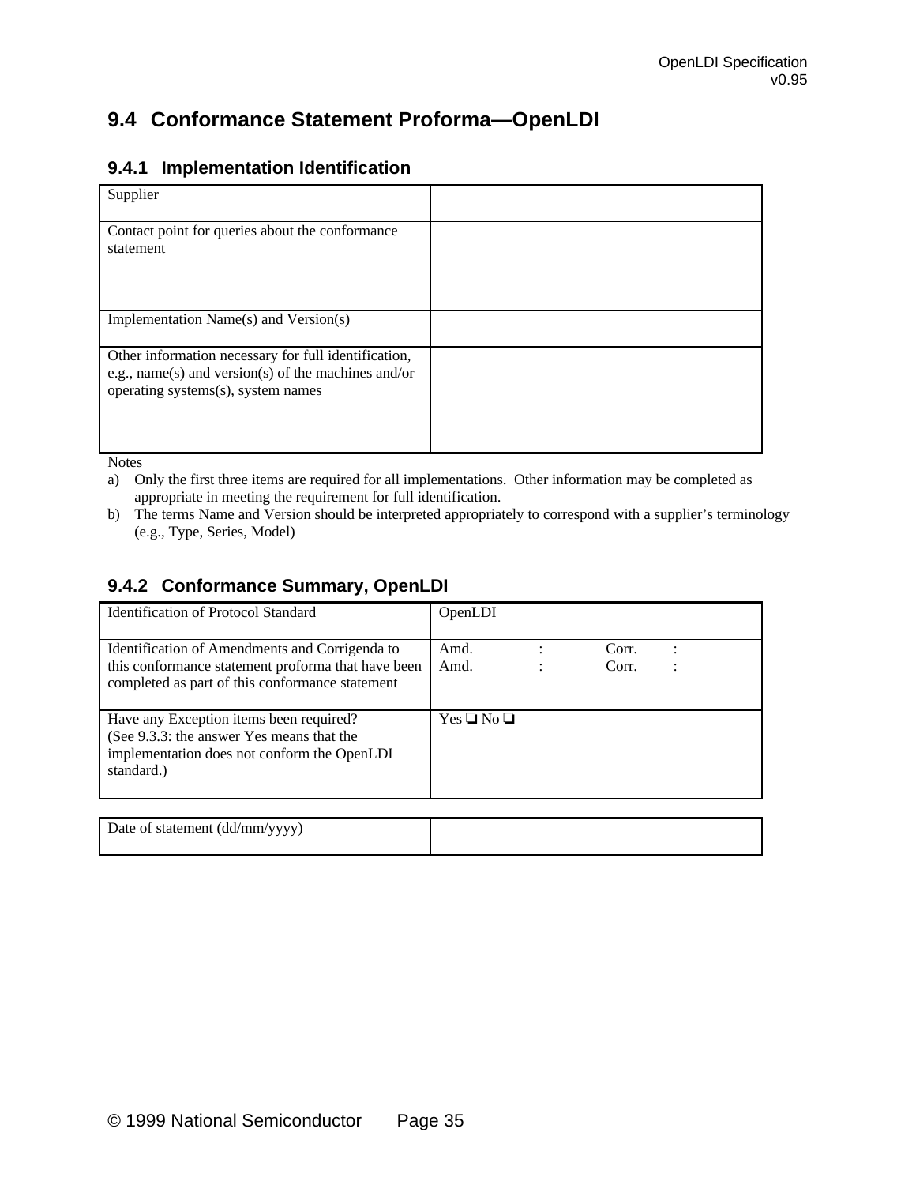## 9.4 Conformance Statement Proforma—OpenLDI

### 9.4.1 Implementation Identification

| | |
|---|---|
| Supplier | |
| Contact point for queries about the conformance statement | |
| Implementation Name(s) and Version(s) | |
| Other information necessary for full identification, e.g., name(s) and version(s) of the machines and/or operating systems(s), system names | |

Notes

a) Only the first three items are required for all implementations. Other information may be completed as appropriate in meeting the requirement for full identification.

b) The terms Name and Version should be interpreted appropriately to correspond with a supplier's terminology (e.g., Type, Series, Model)

### 9.4.2 Conformance Summary, OpenLDI

| | |
|---|---|
| Identification of Protocol Standard | OpenLDI |
| Identification of Amendments and Corrigenda to this conformance statement proforma that have been completed as part of this conformance statement | Amd. : Corr. :<br>Amd. : Corr. : |
| Have any Exception items been required?<br>(See 9.3.3: the answer Yes means that the implementation does not conform the OpenLDI standard.) | Yes ❑ No ❑ |

| | |
|---|---|
| Date of statement (dd/mm/yyyy) | |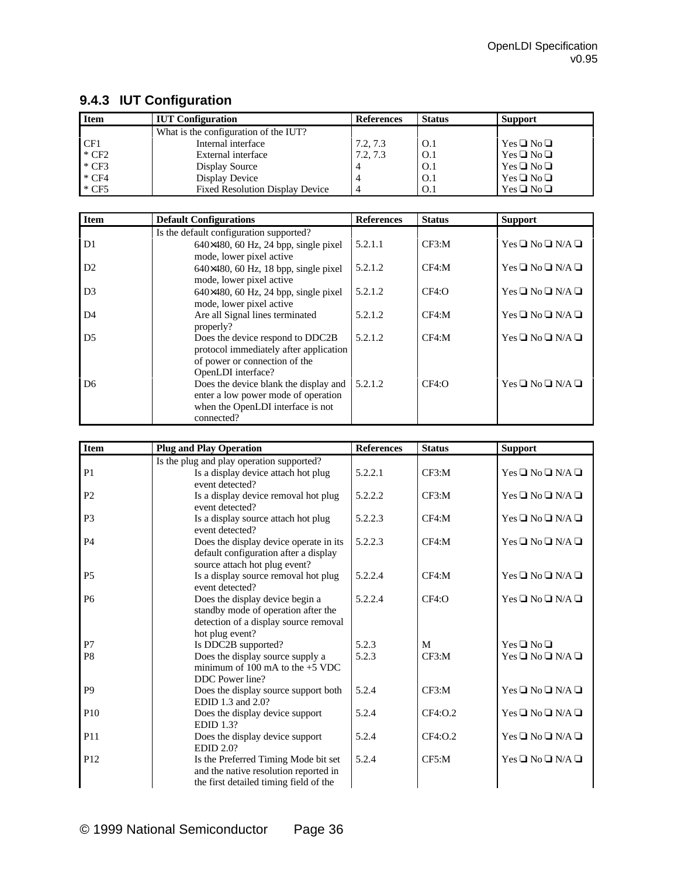### 9.4.3 IUT Configuration

| Item | IUT Configuration | References | Status | Support |
|---|---|---|---|---|
| | What is the configuration of the IUT? | | | |
| CF1 | Internal interface | 7.2, 7.3 | O.1 | Yes ❑ No ❑ |
| * CF2 | External interface | 7.2, 7.3 | O.1 | Yes ❑ No ❑ |
| * CF3 | Display Source | 4 | O.1 | Yes ❑ No ❑ |
| * CF4 | Display Device | 4 | O.1 | Yes ❑ No ❑ |
| * CF5 | Fixed Resolution Display Device | 4 | O.1 | Yes ❑ No ❑ |

| Item | Default Configurations | References | Status | Support |
|---|---|---|---|---|
| | Is the default configuration supported? | | | |
| D1 | 640×480, 60 Hz, 24 bpp, single pixel mode, lower pixel active | 5.2.1.1 | CF3:M | Yes ❑ No ❑ N/A ❑ |
| D2 | 640×480, 60 Hz, 18 bpp, single pixel mode, lower pixel active | 5.2.1.2 | CF4:M | Yes ❑ No ❑ N/A ❑ |
| D3 | 640×480, 60 Hz, 24 bpp, single pixel mode, lower pixel active | 5.2.1.2 | CF4:O | Yes ❑ No ❑ N/A ❑ |
| D4 | Are all Signal lines terminated properly? | 5.2.1.2 | CF4:M | Yes ❑ No ❑ N/A ❑ |
| D5 | Does the device respond to DDC2B protocol immediately after application of power or connection of the OpenLDI interface? | 5.2.1.2 | CF4:M | Yes ❑ No ❑ N/A ❑ |
| D6 | Does the device blank the display and enter a low power mode of operation when the OpenLDI interface is not connected? | 5.2.1.2 | CF4:O | Yes ❑ No ❑ N/A ❑ |

| Item | Plug and Play Operation | References | Status | Support |
|---|---|---|---|---|
| | Is the plug and play operation supported? | | | |
| P1 | Is a display device attach hot plug event detected? | 5.2.2.1 | CF3:M | Yes ❑ No ❑ N/A ❑ |
| P2 | Is a display device removal hot plug event detected? | 5.2.2.2 | CF3:M | Yes ❑ No ❑ N/A ❑ |
| P3 | Is a display source attach hot plug event detected? | 5.2.2.3 | CF4:M | Yes ❑ No ❑ N/A ❑ |
| P4 | Does the display device operate in its default configuration after a display source attach hot plug event? | 5.2.2.3 | CF4:M | Yes ❑ No ❑ N/A ❑ |
| P5 | Is a display source removal hot plug event detected? | 5.2.2.4 | CF4:M | Yes ❑ No ❑ N/A ❑ |
| P6 | Does the display device begin a standby mode of operation after the detection of a display source removal hot plug event? | 5.2.2.4 | CF4:O | Yes ❑ No ❑ N/A ❑ |
| P7 | Is DDC2B supported? | 5.2.3 | M | Yes ❑ No ❑ |
| P8 | Does the display source supply a minimum of 100 mA to the +5 VDC DDC Power line? | 5.2.3 | CF3:M | Yes ❑ No ❑ N/A ❑ |
| P9 | Does the display source support both EDID 1.3 and 2.0? | 5.2.4 | CF3:M | Yes ❑ No ❑ N/A ❑ |
| P10 | Does the display device support EDID 1.3? | 5.2.4 | CF4:O.2 | Yes ❑ No ❑ N/A ❑ |
| P11 | Does the display device support EDID 2.0? | 5.2.4 | CF4:O.2 | Yes ❑ No ❑ N/A ❑ |
| P12 | Is the Preferred Timing Mode bit set and the native resolution reported in the first detailed timing field of the | 5.2.4 | CF5:M | Yes ❑ No ❑ N/A ❑ |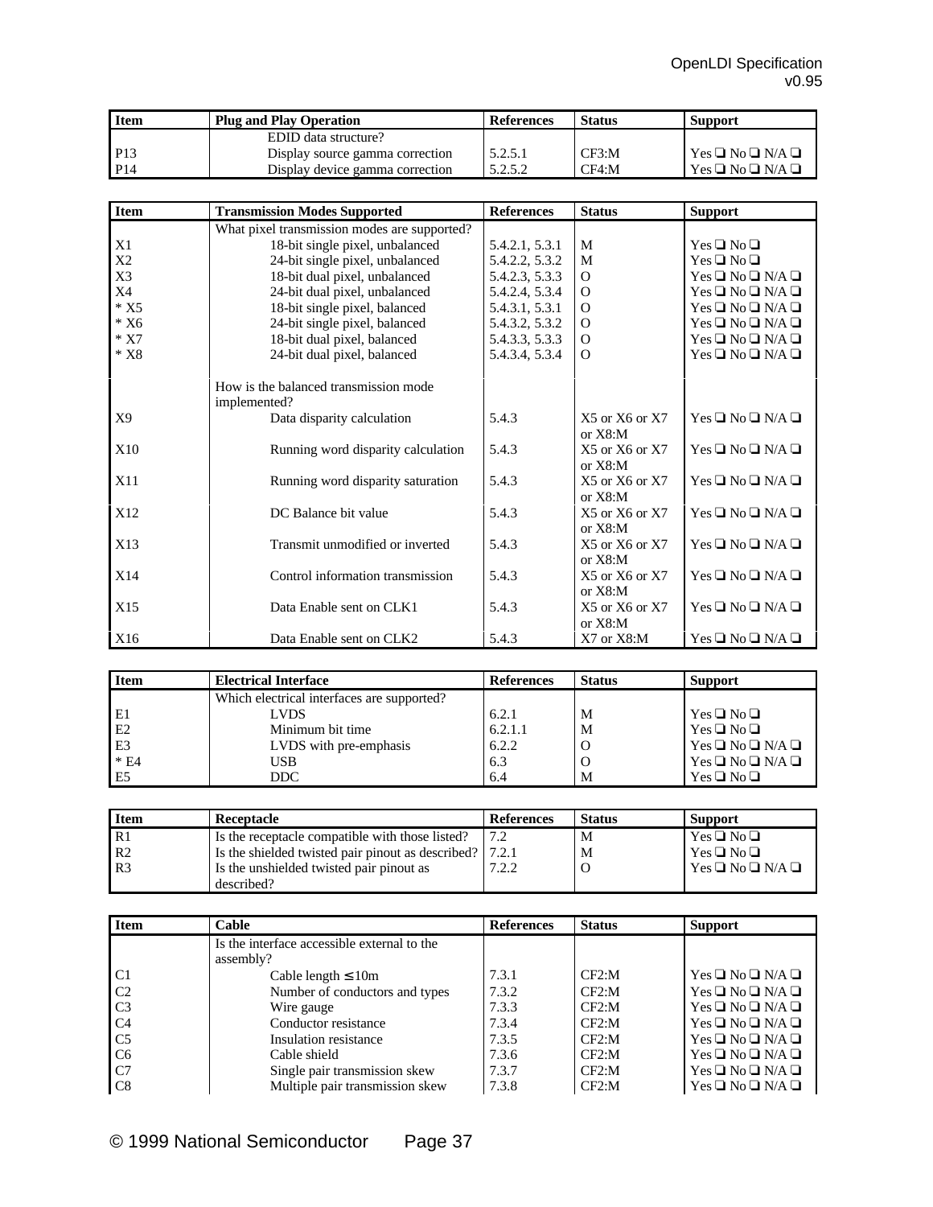| Item | Plug and Play Operation | References | Status | Support |
|---|---|---|---|---|
| | EDID data structure? | | | |
| P13 | Display source gamma correction | 5.2.5.1 | CF3:M | Yes ❑ No ❑ N/A ❑ |
| P14 | Display device gamma correction | 5.2.5.2 | CF4:M | Yes ❑ No ❑ N/A ❑ |

| Item | Transmission Modes Supported | References | Status | Support |
|---|---|---|---|---|
| | What pixel transmission modes are supported? | | | |
| X1 | 18-bit single pixel, unbalanced | 5.4.2.1, 5.3.1 | M | Yes ❑ No ❑ |
| X2 | 24-bit single pixel, unbalanced | 5.4.2.2, 5.3.2 | M | Yes ❑ No ❑ |
| X3 | 18-bit dual pixel, unbalanced | 5.4.2.3, 5.3.3 | O | Yes ❑ No ❑ N/A ❑ |
| X4 | 24-bit dual pixel, unbalanced | 5.4.2.4, 5.3.4 | O | Yes ❑ No ❑ N/A ❑ |
| * X5 | 18-bit single pixel, balanced | 5.4.3.1, 5.3.1 | O | Yes ❑ No ❑ N/A ❑ |
| * X6 | 24-bit single pixel, balanced | 5.4.3.2, 5.3.2 | O | Yes ❑ No ❑ N/A ❑ |
| * X7 | 18-bit dual pixel, balanced | 5.4.3.3, 5.3.3 | O | Yes ❑ No ❑ N/A ❑ |
| * X8 | 24-bit dual pixel, balanced | 5.4.3.4, 5.3.4 | O | Yes ❑ No ❑ N/A ❑ |
| | How is the balanced transmission mode implemented? | | | |
| X9 | Data disparity calculation | 5.4.3 | X5 or X6 or X7 or X8:M | Yes ❑ No ❑ N/A ❑ |
| X10 | Running word disparity calculation | 5.4.3 | X5 or X6 or X7 or X8:M | Yes ❑ No ❑ N/A ❑ |
| X11 | Running word disparity saturation | 5.4.3 | X5 or X6 or X7 or X8:M | Yes ❑ No ❑ N/A ❑ |
| X12 | DC Balance bit value | 5.4.3 | X5 or X6 or X7 or X8:M | Yes ❑ No ❑ N/A ❑ |
| X13 | Transmit unmodified or inverted | 5.4.3 | X5 or X6 or X7 or X8:M | Yes ❑ No ❑ N/A ❑ |
| X14 | Control information transmission | 5.4.3 | X5 or X6 or X7 or X8:M | Yes ❑ No ❑ N/A ❑ |
| X15 | Data Enable sent on CLK1 | 5.4.3 | X5 or X6 or X7 or X8:M | Yes ❑ No ❑ N/A ❑ |
| X16 | Data Enable sent on CLK2 | 5.4.3 | X7 or X8:M | Yes ❑ No ❑ N/A ❑ |

| Item | Electrical Interface | References | Status | Support |
|---|---|---|---|---|
| | Which electrical interfaces are supported? | | | |
| E1 | LVDS | 6.2.1 | M | Yes ❑ No ❑ |
| E2 | Minimum bit time | 6.2.1.1 | M | Yes ❑ No ❑ |
| E3 | LVDS with pre-emphasis | 6.2.2 | O | Yes ❑ No ❑ N/A ❑ |
| * E4 | USB | 6.3 | O | Yes ❑ No ❑ N/A ❑ |
| E5 | DDC | 6.4 | M | Yes ❑ No ❑ |

| Item | Receptacle | References | Status | Support |
|---|---|---|---|---|
| R1 | Is the receptacle compatible with those listed? | 7.2 | M | Yes ❑ No ❑ |
| R2 | Is the shielded twisted pair pinout as described? | 7.2.1 | M | Yes ❑ No ❑ |
| R3 | Is the unshielded twisted pair pinout as described? | 7.2.2 | O | Yes ❑ No ❑ N/A ❑ |

| Item | Cable | References | Status | Support |
|---|---|---|---|---|
| | Is the interface accessible external to the assembly? | | | |
| C1 | Cable length ≤ 10m | 7.3.1 | CF2:M | Yes ❑ No ❑ N/A ❑ |
| C2 | Number of conductors and types | 7.3.2 | CF2:M | Yes ❑ No ❑ N/A ❑ |
| C3 | Wire gauge | 7.3.3 | CF2:M | Yes ❑ No ❑ N/A ❑ |
| C4 | Conductor resistance | 7.3.4 | CF2:M | Yes ❑ No ❑ N/A ❑ |
| C5 | Insulation resistance | 7.3.5 | CF2:M | Yes ❑ No ❑ N/A ❑ |
| C6 | Cable shield | 7.3.6 | CF2:M | Yes ❑ No ❑ N/A ❑ |
| C7 | Single pair transmission skew | 7.3.7 | CF2:M | Yes ❑ No ❑ N/A ❑ |
| C8 | Multiple pair transmission skew | 7.3.8 | CF2:M | Yes ❑ No ❑ N/A ❑ |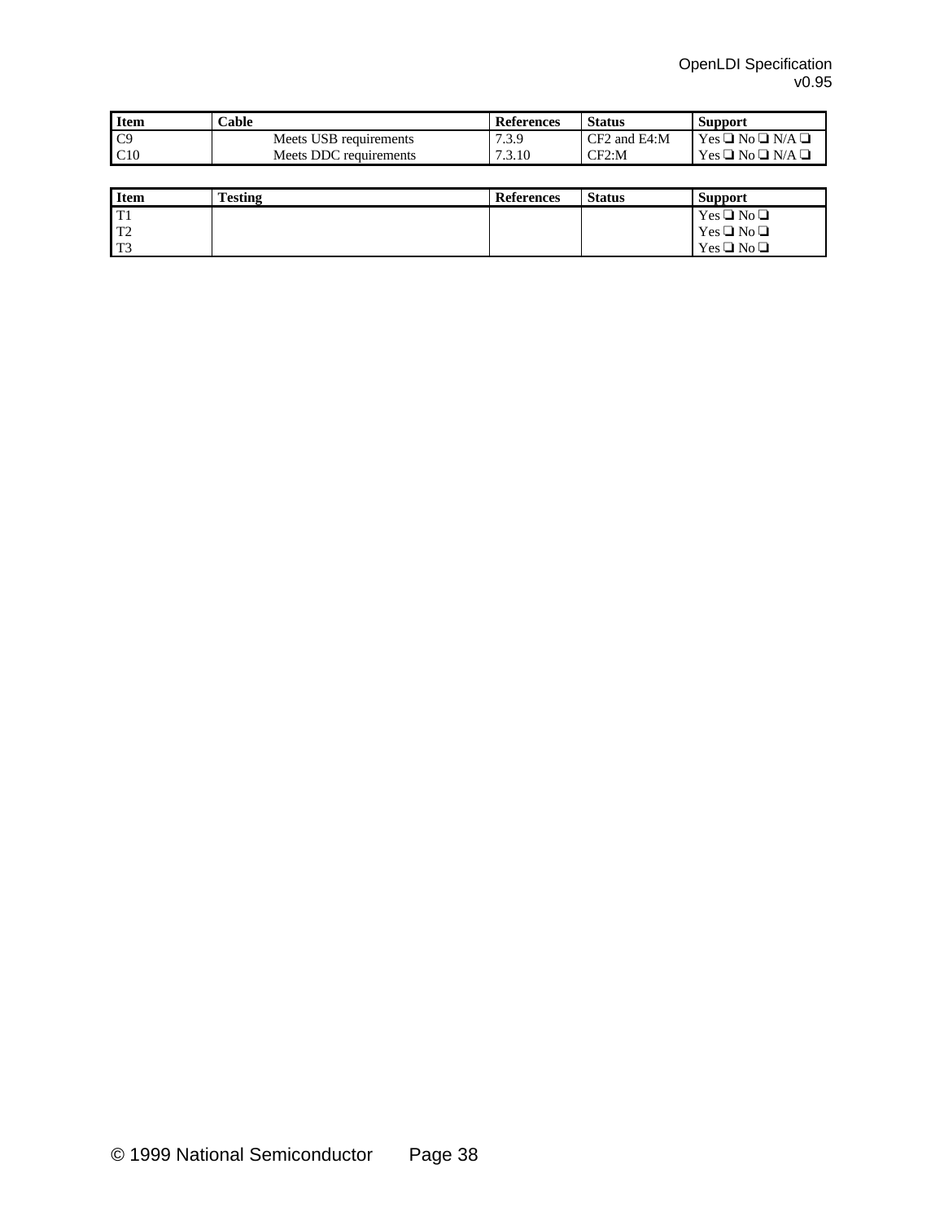| Item | Cable | References | Status | Support |
|---|---|---|---|---|
| C9 | Meets USB requirements | 7.3.9 | CF2 and E4:M | Yes ❑ No ❑ N/A ❑ |
| C10 | Meets DDC requirements | 7.3.10 | CF2:M | Yes ❑ No ❑ N/A ❑ |

| Item | Testing | References | Status | Support |
|---|---|---|---|---|
| T1 | | | | Yes ❑ No ❑ |
| T2 | | | | Yes ❑ No ❑ |
| T3 | | | | Yes ❑ No ❑ |